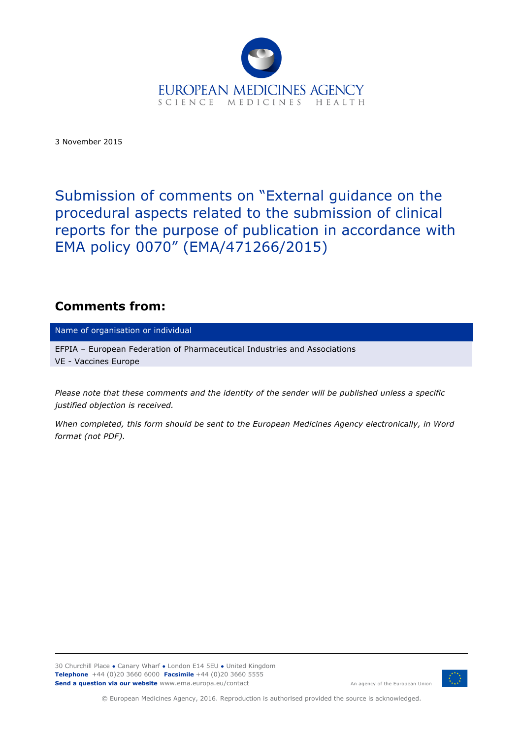EUROPEAN MEDICINES AGENCY
SCIENCE MEDICINES HEALTH

3 November 2015

# Submission of comments on "External guidance on the procedural aspects related to the submission of clinical reports for the purpose of publication in accordance with EMA policy 0070" (EMA/471266/2015)

## Comments from:

| Name of organisation or individual |
| --- |
| EFPIA – European Federation of Pharmaceutical Industries and Associations<br>VE - Vaccines Europe |

*Please note that these comments and the identity of the sender will be published unless a specific justified objection is received.*

*When completed, this form should be sent to the European Medicines Agency electronically, in Word format (not PDF).*

30 Churchill Place ● Canary Wharf ● London E14 5EU ● United Kingdom
**Telephone** +44 (0)20 3660 6000 **Facsimile** +44 (0)20 3660 5555
**Send a question via our website** www.ema.europa.eu/contact

An agency of the European Union

© European Medicines Agency, 2016. Reproduction is authorised provided the source is acknowledged.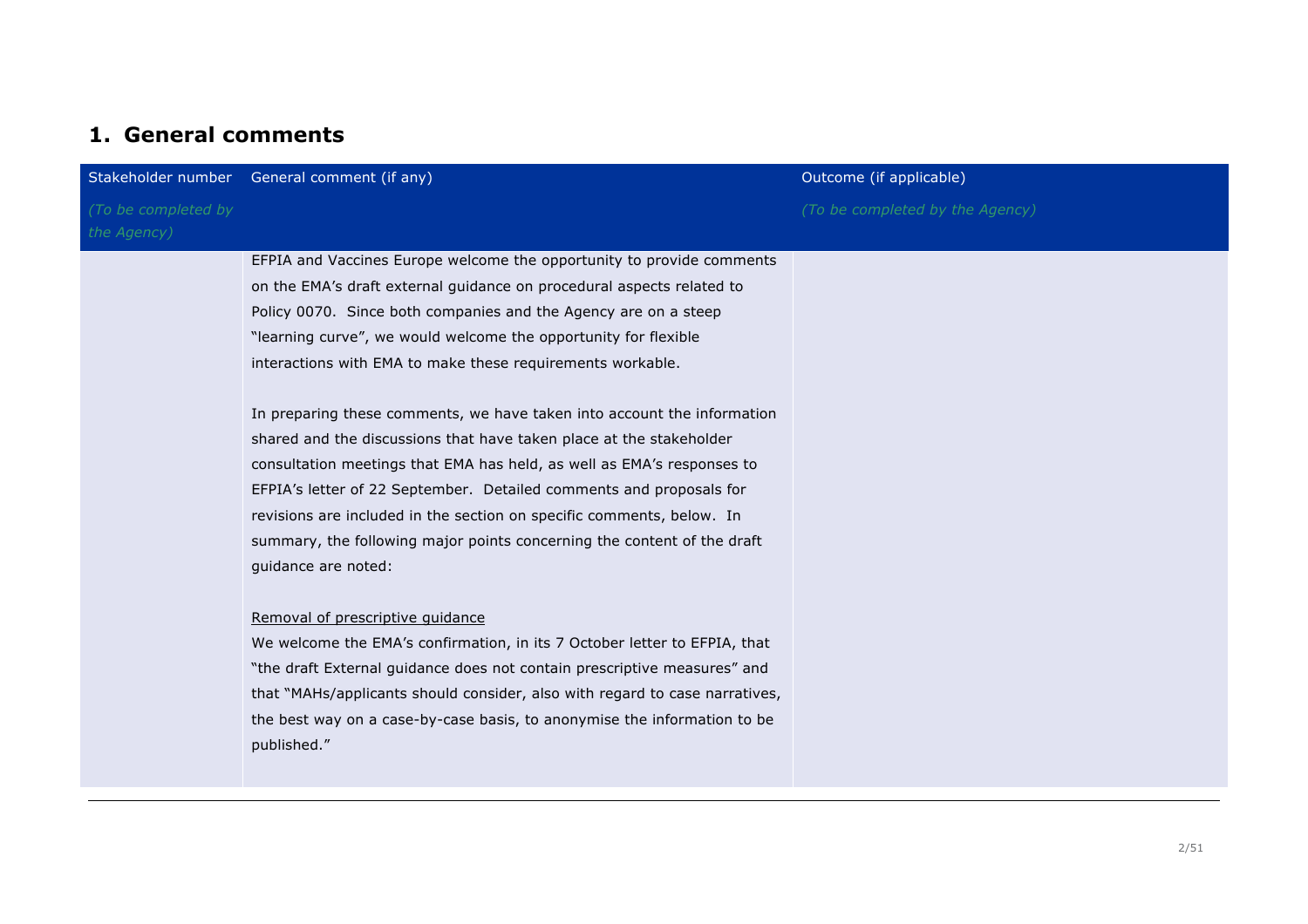## 1. General comments

| Stakeholder number *(To be completed by the Agency)* | General comment (if any) | Outcome (if applicable) *(To be completed by the Agency)* |
| --- | --- | --- |
| | EFPIA and Vaccines Europe welcome the opportunity to provide comments on the EMA's draft external guidance on procedural aspects related to Policy 0070. Since both companies and the Agency are on a steep "learning curve", we would welcome the opportunity for flexible interactions with EMA to make these requirements workable.<br><br>In preparing these comments, we have taken into account the information shared and the discussions that have taken place at the stakeholder consultation meetings that EMA has held, as well as EMA's responses to EFPIA's letter of 22 September. Detailed comments and proposals for revisions are included in the section on specific comments, below. In summary, the following major points concerning the content of the draft guidance are noted:<br><br><u>Removal of prescriptive guidance</u><br>We welcome the EMA's confirmation, in its 7 October letter to EFPIA, that "the draft External guidance does not contain prescriptive measures" and that "MAHs/applicants should consider, also with regard to case narratives, the best way on a case-by-case basis, to anonymise the information to be published." | |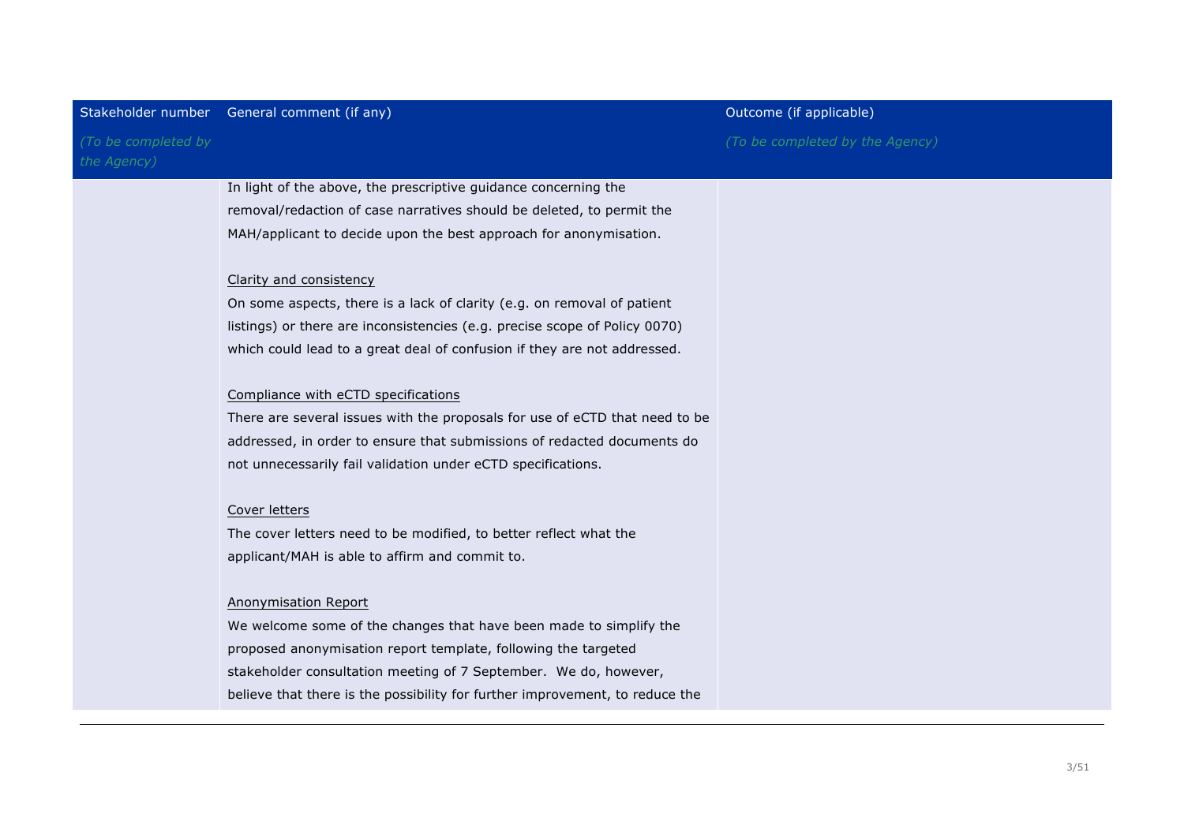| Stakeholder number<br>*(To be completed by the Agency)* | General comment (if any) | Outcome (if applicable)<br>*(To be completed by the Agency)* |
|---|---|---|
| | In light of the above, the prescriptive guidance concerning the removal/redaction of case narratives should be deleted, to permit the MAH/applicant to decide upon the best approach for anonymisation.<br><br><u>Clarity and consistency</u><br>On some aspects, there is a lack of clarity (e.g. on removal of patient listings) or there are inconsistencies (e.g. precise scope of Policy 0070) which could lead to a great deal of confusion if they are not addressed.<br><br><u>Compliance with eCTD specifications</u><br>There are several issues with the proposals for use of eCTD that need to be addressed, in order to ensure that submissions of redacted documents do not unnecessarily fail validation under eCTD specifications.<br><br><u>Cover letters</u><br>The cover letters need to be modified, to better reflect what the applicant/MAH is able to affirm and commit to.<br><br><u>Anonymisation Report</u><br>We welcome some of the changes that have been made to simplify the proposed anonymisation report template, following the targeted stakeholder consultation meeting of 7 September. We do, however, believe that there is the possibility for further improvement, to reduce the | |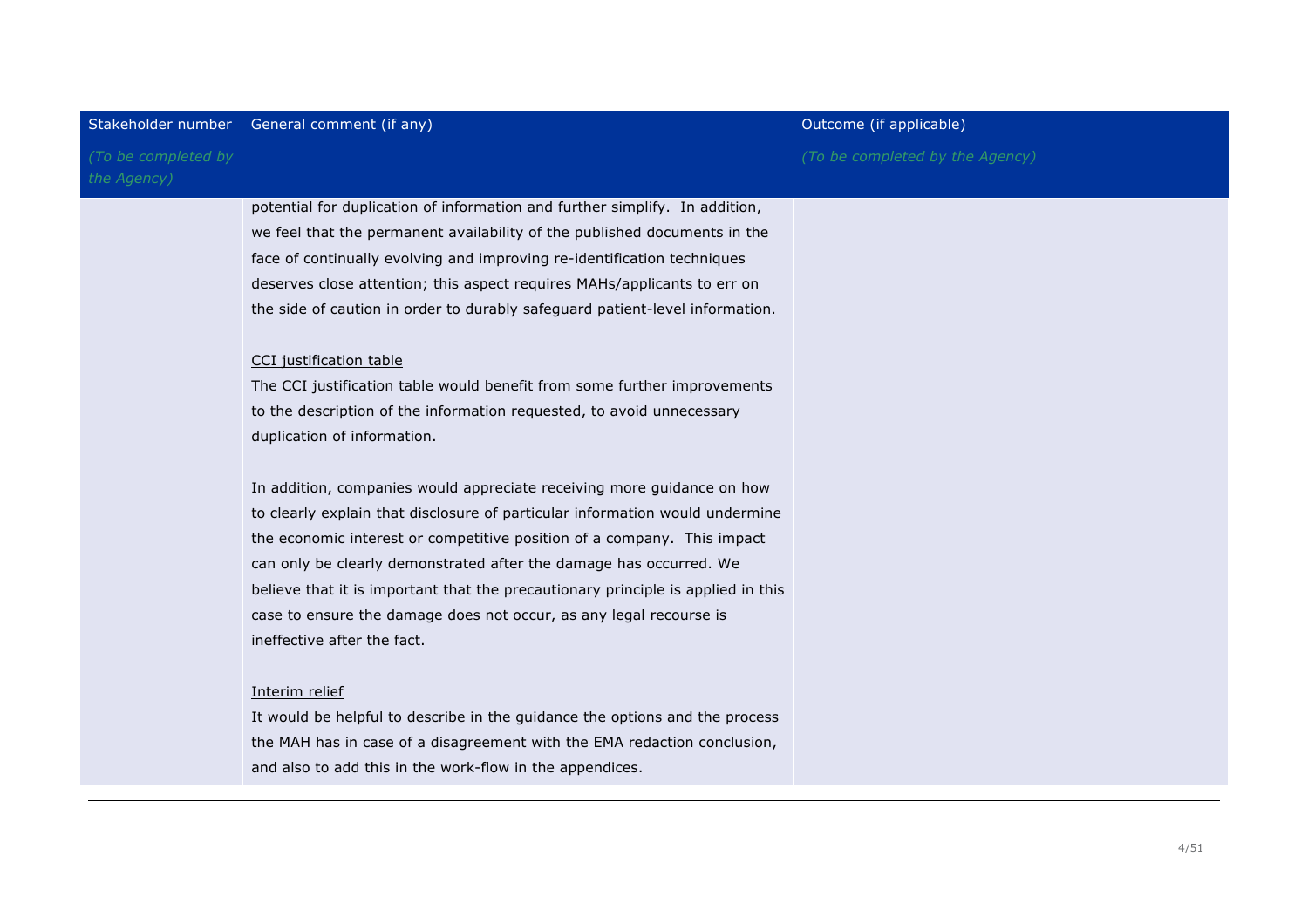| Stakeholder number *(To be completed by the Agency)* | General comment (if any) | Outcome (if applicable) *(To be completed by the Agency)* |
|---|---|---|
| | potential for duplication of information and further simplify. In addition, we feel that the permanent availability of the published documents in the face of continually evolving and improving re-identification techniques deserves close attention; this aspect requires MAHs/applicants to err on the side of caution in order to durably safeguard patient-level information.<br><br><u>CCI justification table</u><br>The CCI justification table would benefit from some further improvements to the description of the information requested, to avoid unnecessary duplication of information.<br><br>In addition, companies would appreciate receiving more guidance on how to clearly explain that disclosure of particular information would undermine the economic interest or competitive position of a company. This impact can only be clearly demonstrated after the damage has occurred. We believe that it is important that the precautionary principle is applied in this case to ensure the damage does not occur, as any legal recourse is ineffective after the fact.<br><br><u>Interim relief</u><br>It would be helpful to describe in the guidance the options and the process the MAH has in case of a disagreement with the EMA redaction conclusion, and also to add this in the work-flow in the appendices. | |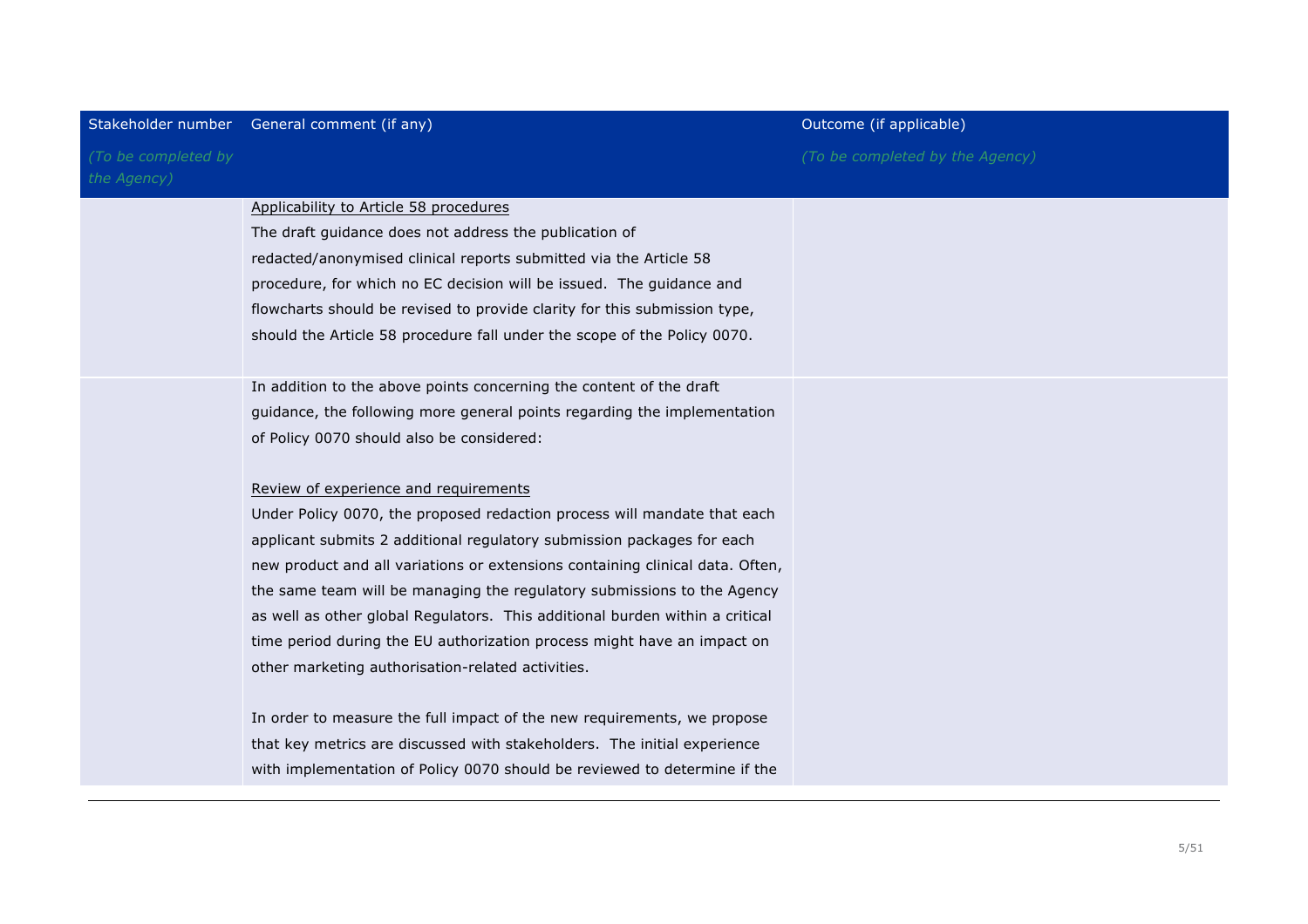| Stakeholder number *(To be completed by the Agency)* | General comment (if any) | Outcome (if applicable) *(To be completed by the Agency)* |
|---|---|---|
| | Applicability to Article 58 procedures<br>The draft guidance does not address the publication of redacted/anonymised clinical reports submitted via the Article 58 procedure, for which no EC decision will be issued. The guidance and flowcharts should be revised to provide clarity for this submission type, should the Article 58 procedure fall under the scope of the Policy 0070. | |
| | In addition to the above points concerning the content of the draft guidance, the following more general points regarding the implementation of Policy 0070 should also be considered:<br><br>Review of experience and requirements<br>Under Policy 0070, the proposed redaction process will mandate that each applicant submits 2 additional regulatory submission packages for each new product and all variations or extensions containing clinical data. Often, the same team will be managing the regulatory submissions to the Agency as well as other global Regulators. This additional burden within a critical time period during the EU authorization process might have an impact on other marketing authorisation-related activities.<br><br>In order to measure the full impact of the new requirements, we propose that key metrics are discussed with stakeholders. The initial experience with implementation of Policy 0070 should be reviewed to determine if the | |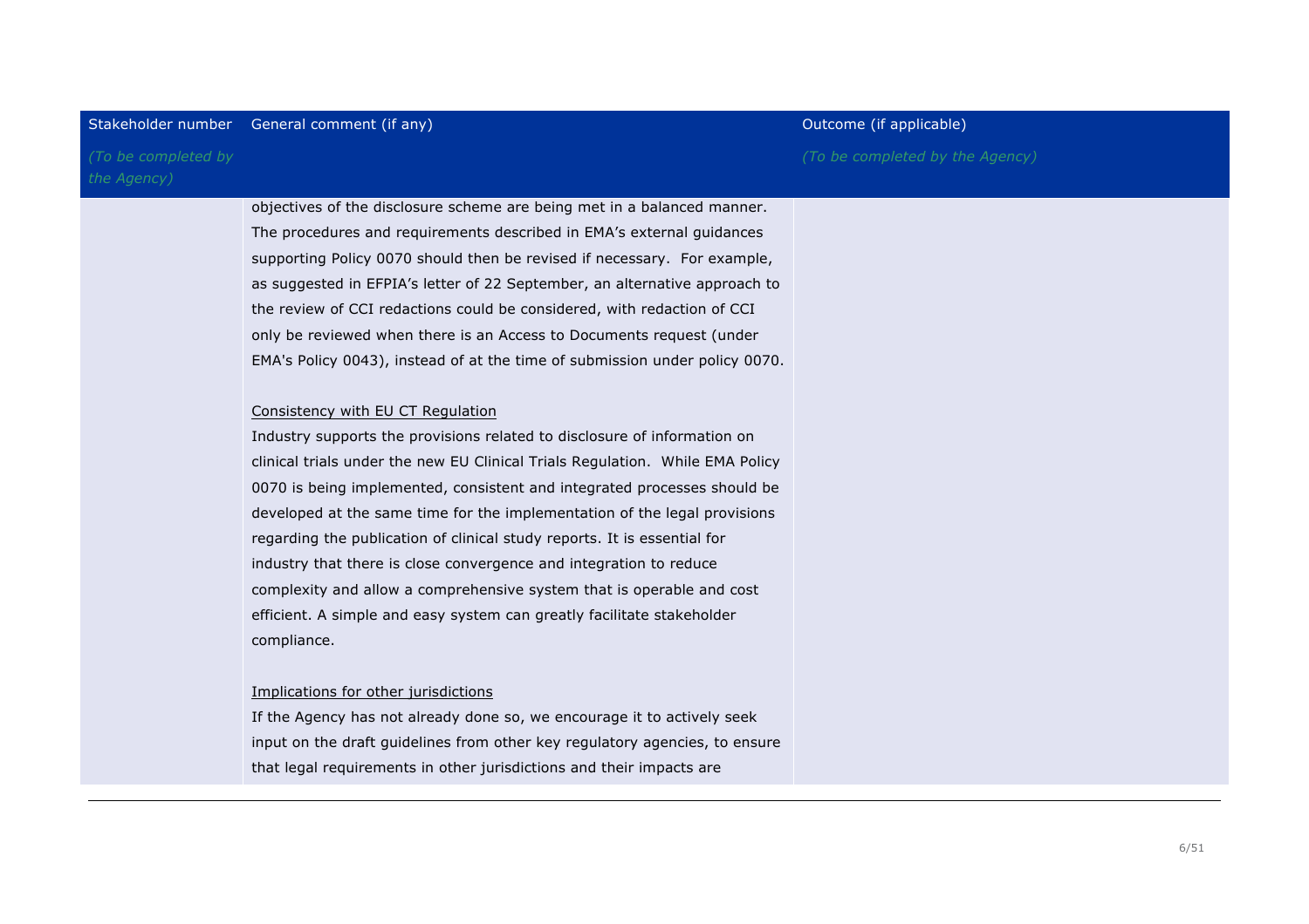| Stakeholder number *(To be completed by the Agency)* | General comment (if any) | Outcome (if applicable) *(To be completed by the Agency)* |
| --- | --- | --- |
| | objectives of the disclosure scheme are being met in a balanced manner. The procedures and requirements described in EMA's external guidances supporting Policy 0070 should then be revised if necessary. For example, as suggested in EFPIA's letter of 22 September, an alternative approach to the review of CCI redactions could be considered, with redaction of CCI only be reviewed when there is an Access to Documents request (under EMA's Policy 0043), instead of at the time of submission under policy 0070.<br><br><u>Consistency with EU CT Regulation</u><br>Industry supports the provisions related to disclosure of information on clinical trials under the new EU Clinical Trials Regulation. While EMA Policy 0070 is being implemented, consistent and integrated processes should be developed at the same time for the implementation of the legal provisions regarding the publication of clinical study reports. It is essential for industry that there is close convergence and integration to reduce complexity and allow a comprehensive system that is operable and cost efficient. A simple and easy system can greatly facilitate stakeholder compliance.<br><br><u>Implications for other jurisdictions</u><br>If the Agency has not already done so, we encourage it to actively seek input on the draft guidelines from other key regulatory agencies, to ensure that legal requirements in other jurisdictions and their impacts are | |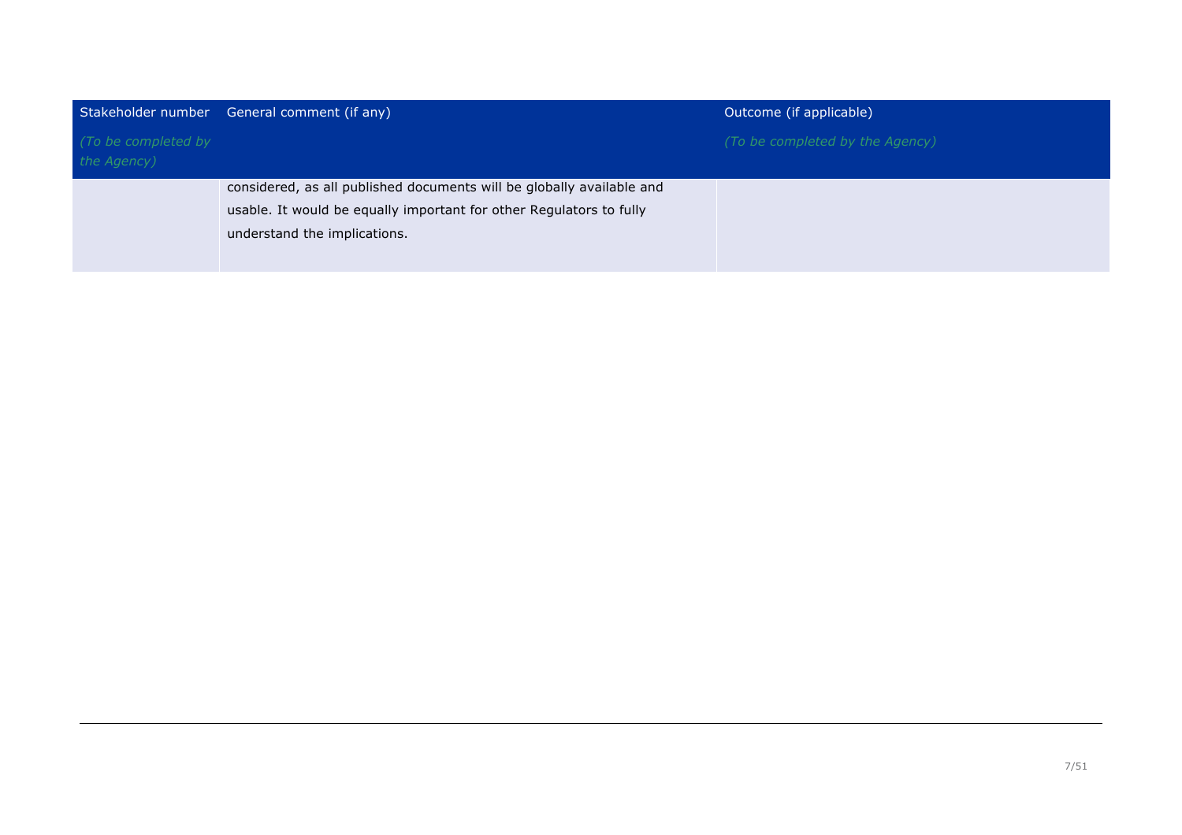| Stakeholder number *(To be completed by the Agency)* | General comment (if any) | Outcome (if applicable) *(To be completed by the Agency)* |
| --- | --- | --- |
| | considered, as all published documents will be globally available and usable. It would be equally important for other Regulators to fully understand the implications. | |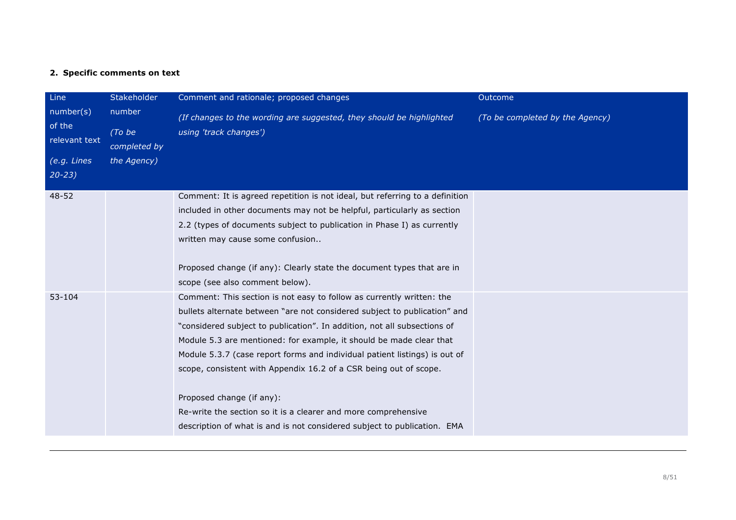## 2. Specific comments on text

| Line number(s) of the relevant text<br>*(e.g. Lines 20-23)* | Stakeholder number<br>*(To be completed by the Agency)* | Comment and rationale; proposed changes<br>*(If changes to the wording are suggested, they should be highlighted using 'track changes')* | Outcome<br>*(To be completed by the Agency)* |
|---|---|---|---|
| 48-52 | | Comment: It is agreed repetition is not ideal, but referring to a definition included in other documents may not be helpful, particularly as section 2.2 (types of documents subject to publication in Phase I) as currently written may cause some confusion..<br><br>Proposed change (if any): Clearly state the document types that are in scope (see also comment below). | |
| 53-104 | | Comment: This section is not easy to follow as currently written: the bullets alternate between "are not considered subject to publication" and "considered subject to publication". In addition, not all subsections of Module 5.3 are mentioned: for example, it should be made clear that Module 5.3.7 (case report forms and individual patient listings) is out of scope, consistent with Appendix 16.2 of a CSR being out of scope.<br><br>Proposed change (if any):<br>Re-write the section so it is a clearer and more comprehensive description of what is and is not considered subject to publication. EMA | |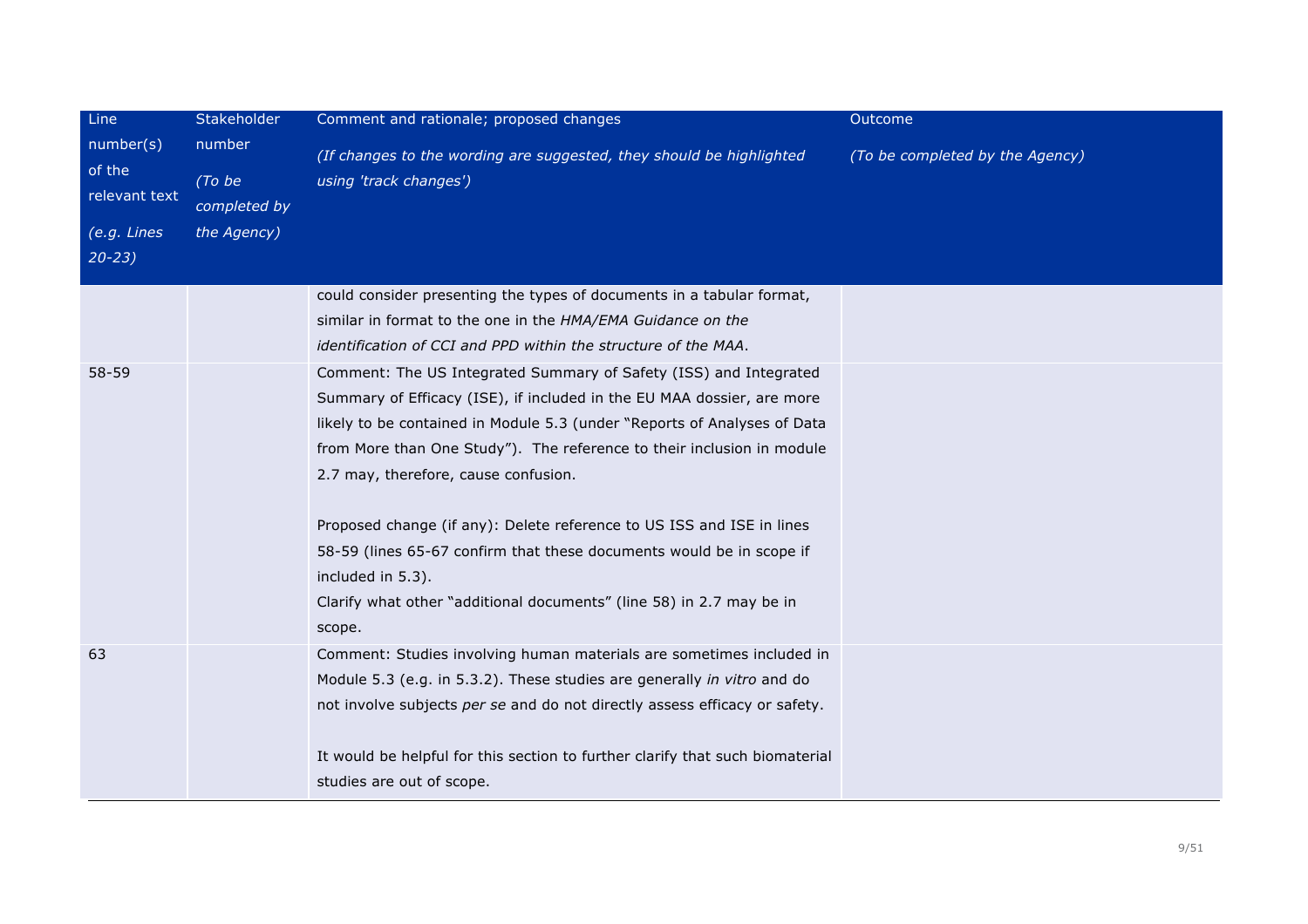| Line number(s) of the relevant text<br>*(e.g. Lines 20-23)* | Stakeholder number<br>*(To be completed by the Agency)* | Comment and rationale; proposed changes<br>*(If changes to the wording are suggested, they should be highlighted using 'track changes')* | Outcome<br>*(To be completed by the Agency)* |
|---|---|---|---|
| | | could consider presenting the types of documents in a tabular format, similar in format to the one in the *HMA/EMA Guidance on the identification of CCI and PPD within the structure of the MAA*. | |
| 58-59 | | Comment: The US Integrated Summary of Safety (ISS) and Integrated Summary of Efficacy (ISE), if included in the EU MAA dossier, are more likely to be contained in Module 5.3 (under "Reports of Analyses of Data from More than One Study"). The reference to their inclusion in module 2.7 may, therefore, cause confusion.<br><br>Proposed change (if any): Delete reference to US ISS and ISE in lines 58-59 (lines 65-67 confirm that these documents would be in scope if included in 5.3).<br>Clarify what other "additional documents" (line 58) in 2.7 may be in scope. | |
| 63 | | Comment: Studies involving human materials are sometimes included in Module 5.3 (e.g. in 5.3.2). These studies are generally *in vitro* and do not involve subjects *per se* and do not directly assess efficacy or safety.<br><br>It would be helpful for this section to further clarify that such biomaterial studies are out of scope. | |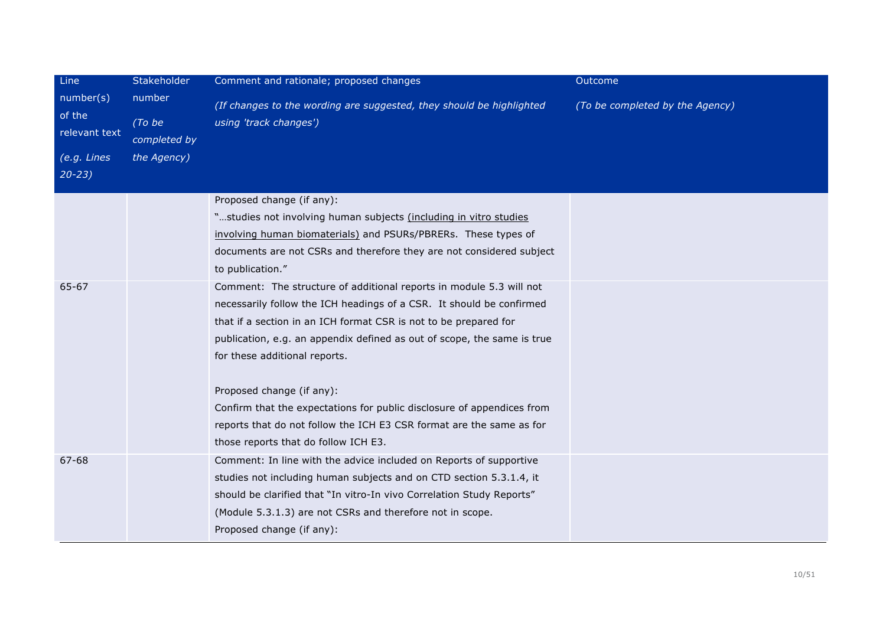| Line number(s) of the relevant text *(e.g. Lines 20-23)* | Stakeholder number *(To be completed by the Agency)* | Comment and rationale; proposed changes *(If changes to the wording are suggested, they should be highlighted using 'track changes')* | Outcome *(To be completed by the Agency)* |
|---|---|---|---|
| | | Proposed change (if any):<br>"…studies not involving human subjects <u>(including in vitro studies involving human biomaterials)</u> and PSURs/PBRERs. These types of documents are not CSRs and therefore they are not considered subject to publication." | |
| 65-67 | | Comment: The structure of additional reports in module 5.3 will not necessarily follow the ICH headings of a CSR. It should be confirmed that if a section in an ICH format CSR is not to be prepared for publication, e.g. an appendix defined as out of scope, the same is true for these additional reports.<br><br>Proposed change (if any):<br>Confirm that the expectations for public disclosure of appendices from reports that do not follow the ICH E3 CSR format are the same as for those reports that do follow ICH E3. | |
| 67-68 | | Comment: In line with the advice included on Reports of supportive studies not including human subjects and on CTD section 5.3.1.4, it should be clarified that "In vitro-In vivo Correlation Study Reports" (Module 5.3.1.3) are not CSRs and therefore not in scope.<br>Proposed change (if any): | |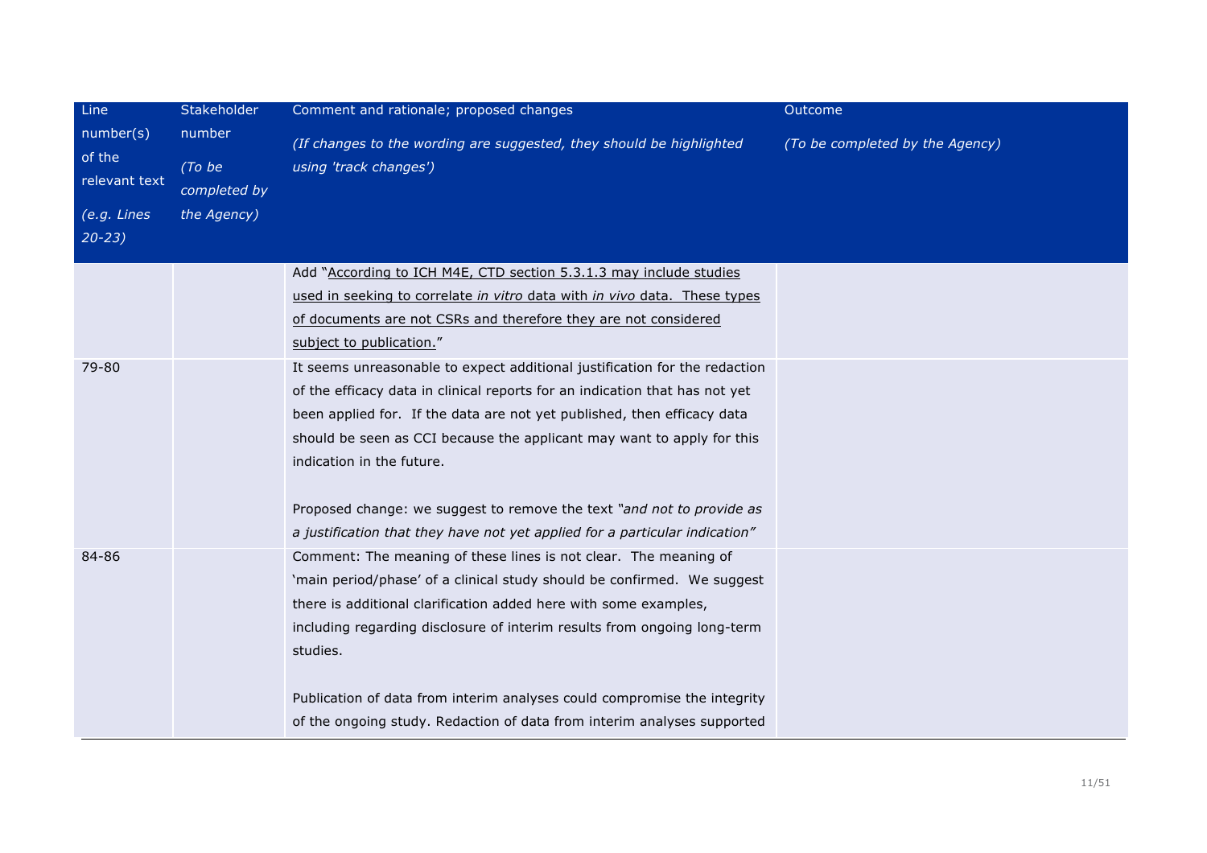| Line number(s) of the relevant text<br>*(e.g. Lines 20-23)* | Stakeholder number<br>*(To be completed by the Agency)* | Comment and rationale; proposed changes<br>*(If changes to the wording are suggested, they should be highlighted using 'track changes')* | Outcome<br>*(To be completed by the Agency)* |
|---|---|---|---|
| | | Add "<u>According to ICH M4E, CTD section 5.3.1.3 may include studies used in seeking to correlate *in vitro* data with *in vivo* data. These types of documents are not CSRs and therefore they are not considered subject to publication.</u>" | |
| 79-80 | | It seems unreasonable to expect additional justification for the redaction of the efficacy data in clinical reports for an indication that has not yet been applied for. If the data are not yet published, then efficacy data should be seen as CCI because the applicant may want to apply for this indication in the future.<br><br>Proposed change: we suggest to remove the text *"and not to provide as a justification that they have not yet applied for a particular indication"* | |
| 84-86 | | Comment: The meaning of these lines is not clear. The meaning of 'main period/phase' of a clinical study should be confirmed. We suggest there is additional clarification added here with some examples, including regarding disclosure of interim results from ongoing long-term studies.<br><br>Publication of data from interim analyses could compromise the integrity of the ongoing study. Redaction of data from interim analyses supported | |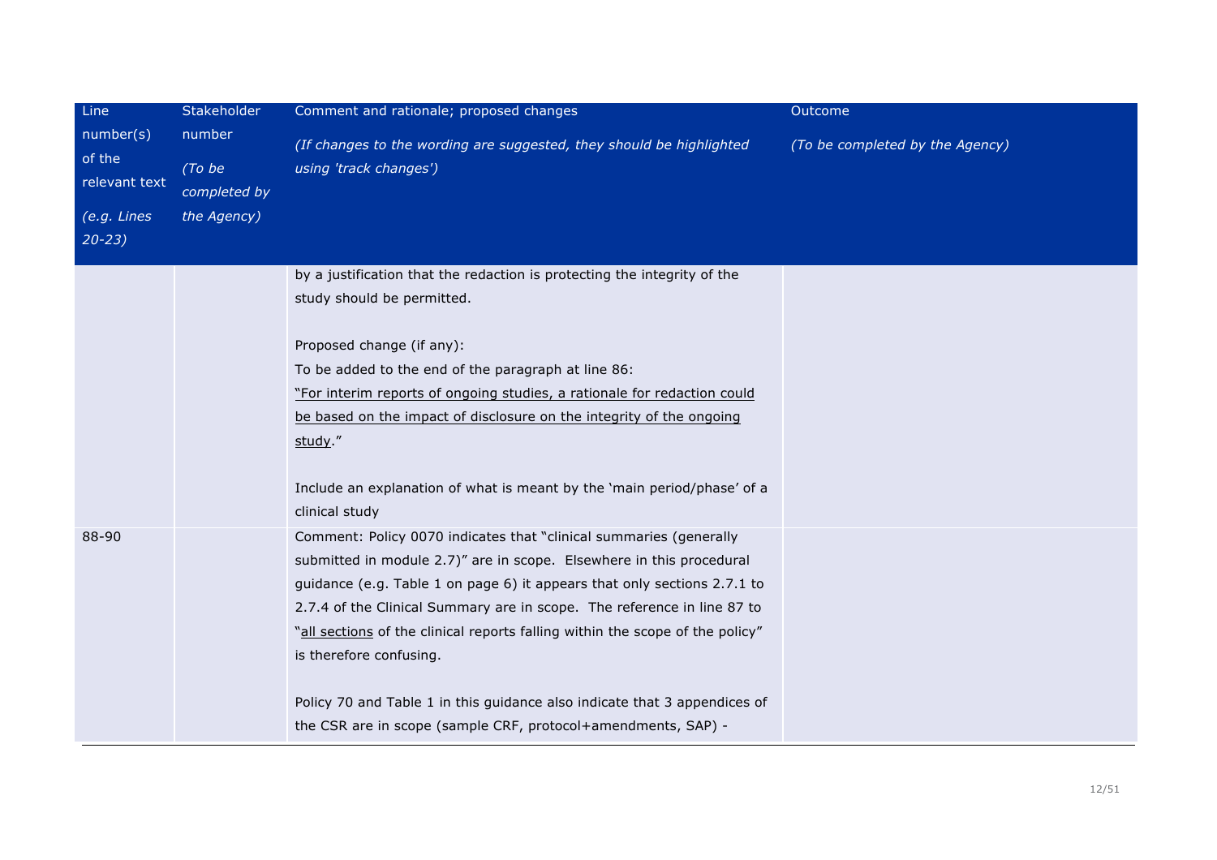| Line number(s) of the relevant text<br>*(e.g. Lines 20-23)* | Stakeholder number<br>*(To be completed by the Agency)* | Comment and rationale; proposed changes<br>*(If changes to the wording are suggested, they should be highlighted using 'track changes')* | Outcome<br>*(To be completed by the Agency)* |
|---|---|---|---|
| | | by a justification that the redaction is protecting the integrity of the study should be permitted.<br><br>Proposed change (if any):<br>To be added to the end of the paragraph at line 86:<br>"<u>For interim reports of ongoing studies, a rationale for redaction could be based on the impact of disclosure on the integrity of the ongoing study</u>."<br><br>Include an explanation of what is meant by the 'main period/phase' of a clinical study | |
| 88-90 | | Comment: Policy 0070 indicates that "clinical summaries (generally submitted in module 2.7)" are in scope. Elsewhere in this procedural guidance (e.g. Table 1 on page 6) it appears that only sections 2.7.1 to 2.7.4 of the Clinical Summary are in scope. The reference in line 87 to "<u>all sections</u> of the clinical reports falling within the scope of the policy" is therefore confusing.<br><br>Policy 70 and Table 1 in this guidance also indicate that 3 appendices of the CSR are in scope (sample CRF, protocol+amendments, SAP) - | |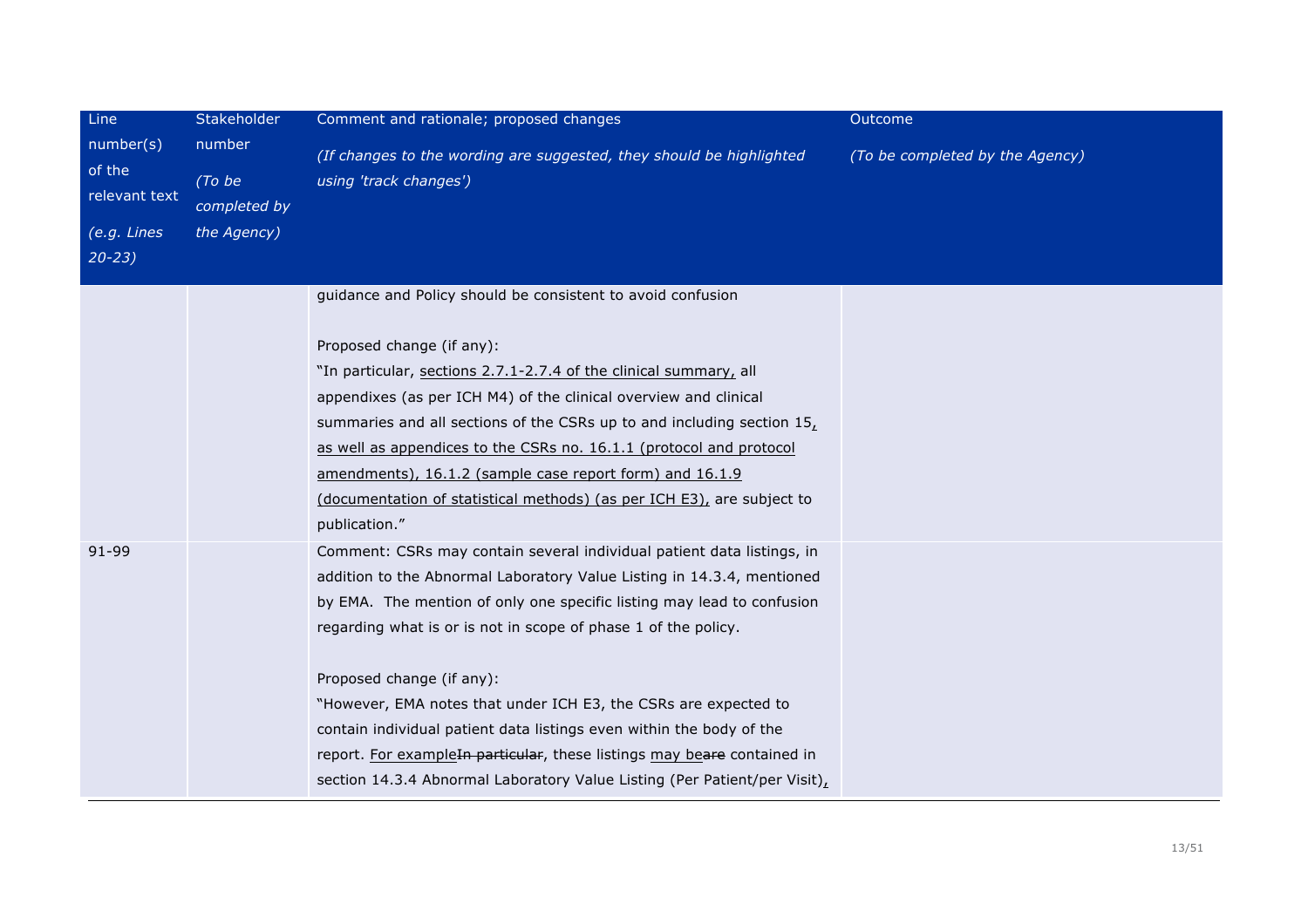| Line number(s) of the relevant text<br>*(e.g. Lines 20-23)* | Stakeholder number<br>*(To be completed by the Agency)* | Comment and rationale; proposed changes<br>*(If changes to the wording are suggested, they should be highlighted using 'track changes')* | Outcome<br>*(To be completed by the Agency)* |
|---|---|---|---|
| | | guidance and Policy should be consistent to avoid confusion<br><br>Proposed change (if any):<br>"In particular, <u>sections 2.7.1-2.7.4 of the clinical summary,</u> all appendixes (as per ICH M4) of the clinical overview and clinical summaries and all sections of the CSRs up to and including section 15<u>, as well as appendices to the CSRs no. 16.1.1 (protocol and protocol amendments), 16.1.2 (sample case report form) and 16.1.9 (documentation of statistical methods) (as per ICH E3),</u> are subject to publication." | |
| 91-99 | | Comment: CSRs may contain several individual patient data listings, in addition to the Abnormal Laboratory Value Listing in 14.3.4, mentioned by EMA. The mention of only one specific listing may lead to confusion regarding what is or is not in scope of phase 1 of the policy.<br><br>Proposed change (if any):<br>"However, EMA notes that under ICH E3, the CSRs are expected to contain individual patient data listings even within the body of the report. <u>For example</u>~~In particular~~, these listings <u>may be</u>~~are~~ contained in section 14.3.4 Abnormal Laboratory Value Listing (Per Patient/per Visit)<u>,</u> | |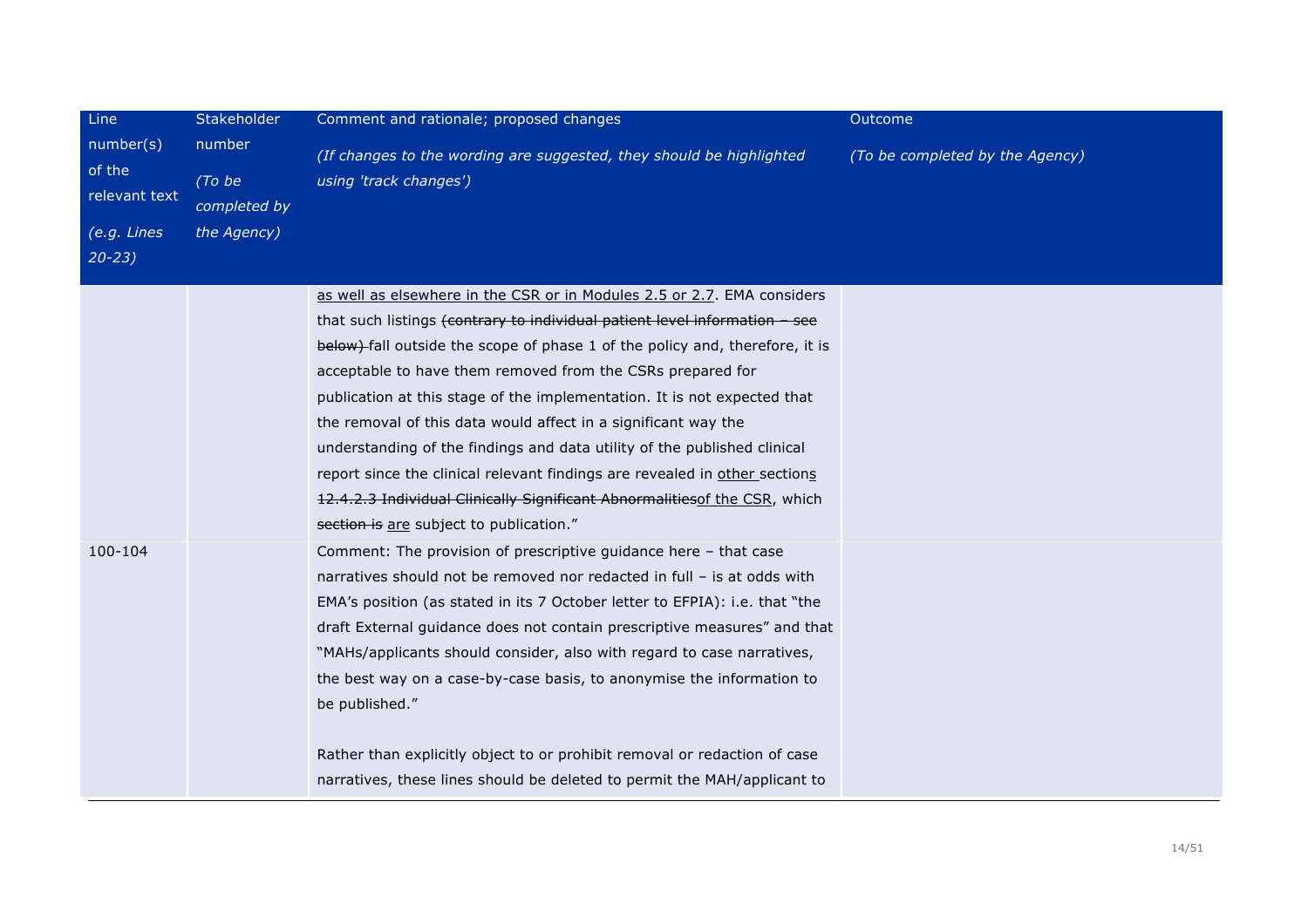| Line number(s) of the relevant text *(e.g. Lines 20-23)* | Stakeholder number *(To be completed by the Agency)* | Comment and rationale; proposed changes *(If changes to the wording are suggested, they should be highlighted using 'track changes')* | Outcome *(To be completed by the Agency)* |
|---|---|---|---|
| | | <u>as well as elsewhere in the CSR or in Modules 2.5 or 2.7</u>. EMA considers that such listings ~~(contrary to individual patient level information – see below)~~ fall outside the scope of phase 1 of the policy and, therefore, it is acceptable to have them removed from the CSRs prepared for publication at this stage of the implementation. It is not expected that the removal of this data would affect in a significant way the understanding of the findings and data utility of the published clinical report since the clinical relevant findings are revealed in <u>other</u> section<u>s</u> ~~12.4.2.3 Individual Clinically Significant Abnormalities~~<u>of the CSR</u>, which ~~section is~~ <u>are</u> subject to publication." | |
| 100-104 | | Comment: The provision of prescriptive guidance here – that case narratives should not be removed nor redacted in full – is at odds with EMA's position (as stated in its 7 October letter to EFPIA): i.e. that "the draft External guidance does not contain prescriptive measures" and that "MAHs/applicants should consider, also with regard to case narratives, the best way on a case-by-case basis, to anonymise the information to be published."<br><br>Rather than explicitly object to or prohibit removal or redaction of case narratives, these lines should be deleted to permit the MAH/applicant to | |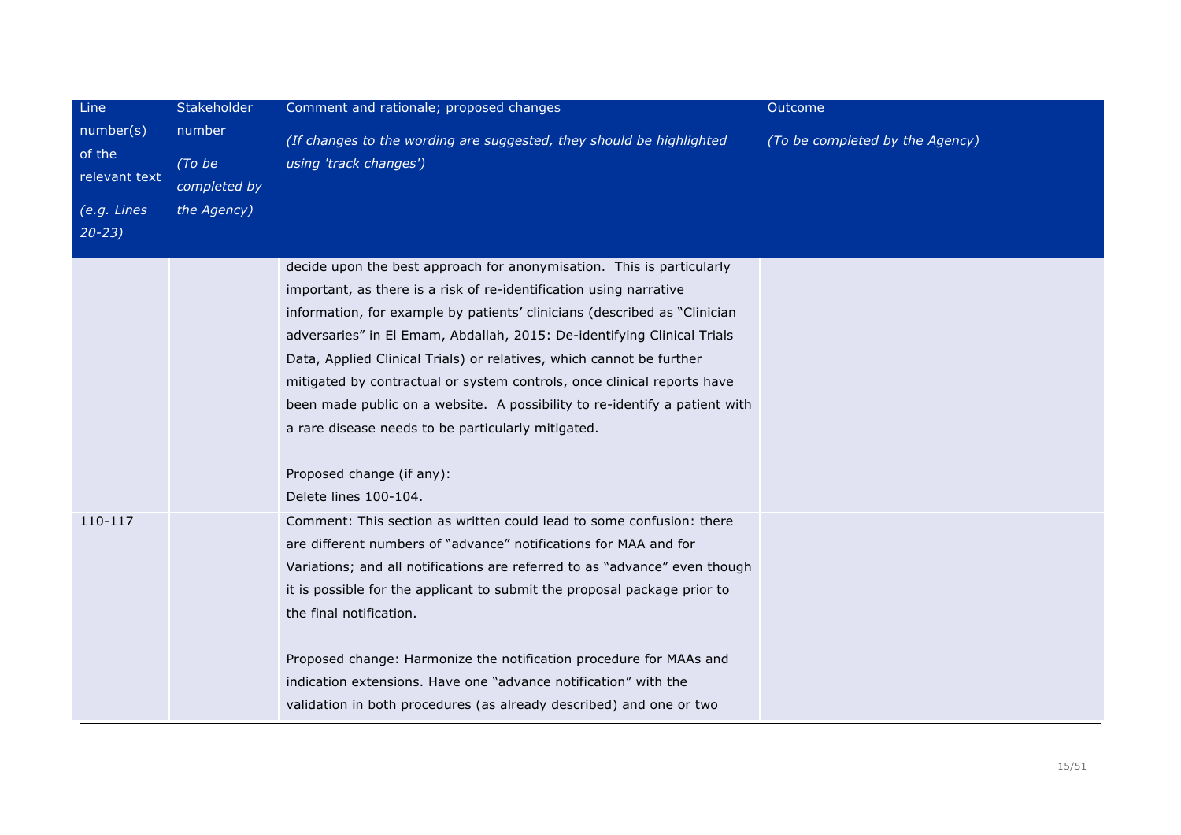| Line number(s) of the relevant text<br>*(e.g. Lines 20-23)* | Stakeholder number<br>*(To be completed by the Agency)* | Comment and rationale; proposed changes<br>*(If changes to the wording are suggested, they should be highlighted using 'track changes')* | Outcome<br>*(To be completed by the Agency)* |
|---|---|---|---|
| | | decide upon the best approach for anonymisation. This is particularly important, as there is a risk of re-identification using narrative information, for example by patients' clinicians (described as "Clinician adversaries" in El Emam, Abdallah, 2015: De-identifying Clinical Trials Data, Applied Clinical Trials) or relatives, which cannot be further mitigated by contractual or system controls, once clinical reports have been made public on a website. A possibility to re-identify a patient with a rare disease needs to be particularly mitigated.<br><br>Proposed change (if any):<br>Delete lines 100-104. | |
| 110-117 | | Comment: This section as written could lead to some confusion: there are different numbers of "advance" notifications for MAA and for Variations; and all notifications are referred to as "advance" even though it is possible for the applicant to submit the proposal package prior to the final notification.<br><br>Proposed change: Harmonize the notification procedure for MAAs and indication extensions. Have one "advance notification" with the validation in both procedures (as already described) and one or two | |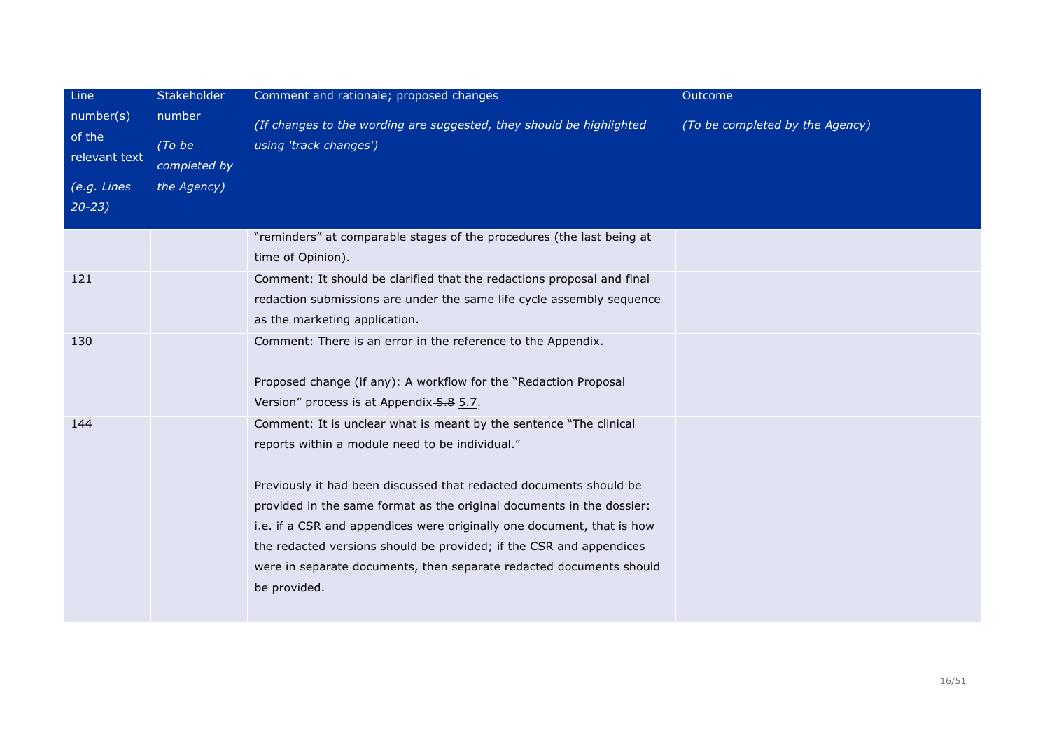| Line number(s) of the relevant text<br>*(e.g. Lines 20-23)* | Stakeholder number<br>*(To be completed by the Agency)* | Comment and rationale; proposed changes<br>*(If changes to the wording are suggested, they should be highlighted using 'track changes')* | Outcome<br>*(To be completed by the Agency)* |
|---|---|---|---|
| | | "reminders" at comparable stages of the procedures (the last being at time of Opinion). | |
| 121 | | Comment: It should be clarified that the redactions proposal and final redaction submissions are under the same life cycle assembly sequence as the marketing application. | |
| 130 | | Comment: There is an error in the reference to the Appendix.<br><br>Proposed change (if any): A workflow for the "Redaction Proposal Version" process is at Appendix ~~5.8~~ <u>5.7</u>. | |
| 144 | | Comment: It is unclear what is meant by the sentence "The clinical reports within a module need to be individual."<br><br>Previously it had been discussed that redacted documents should be provided in the same format as the original documents in the dossier: i.e. if a CSR and appendices were originally one document, that is how the redacted versions should be provided; if the CSR and appendices were in separate documents, then separate redacted documents should be provided. | |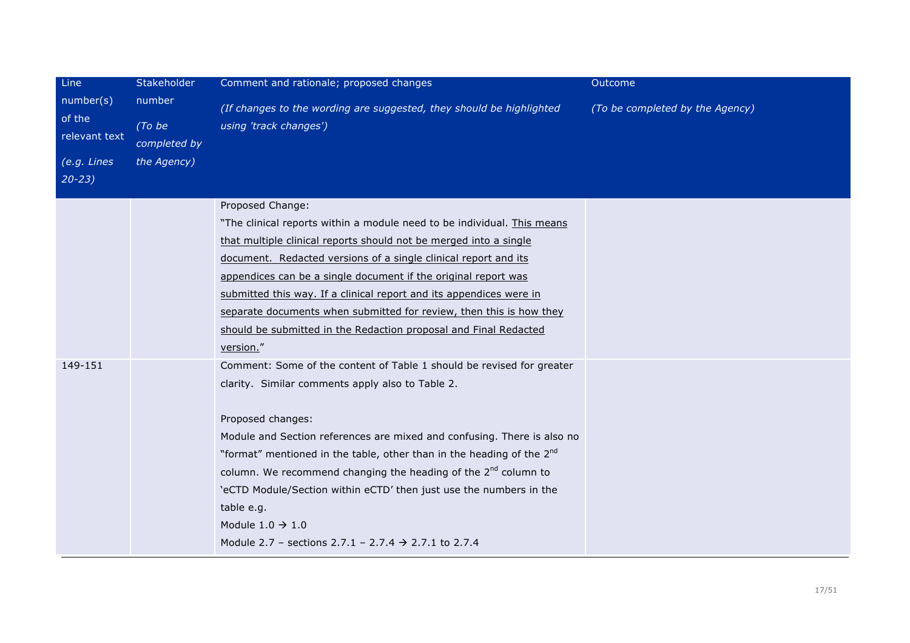| Line number(s) of the relevant text<br><br>*(e.g. Lines 20-23)* | Stakeholder number<br><br>*(To be completed by the Agency)* | Comment and rationale; proposed changes<br><br>*(If changes to the wording are suggested, they should be highlighted using 'track changes')* | Outcome<br><br>*(To be completed by the Agency)* |
|---|---|---|---|
| | | Proposed Change:<br>"The clinical reports within a module need to be individual. <u>This means that multiple clinical reports should not be merged into a single document. Redacted versions of a single clinical report and its appendices can be a single document if the original report was submitted this way. If a clinical report and its appendices were in separate documents when submitted for review, then this is how they should be submitted in the Redaction proposal and Final Redacted version.</u>" | |
| 149-151 | | Comment: Some of the content of Table 1 should be revised for greater clarity. Similar comments apply also to Table 2.<br><br>Proposed changes:<br>Module and Section references are mixed and confusing. There is also no "format" mentioned in the table, other than in the heading of the 2nd column. We recommend changing the heading of the 2nd column to 'eCTD Module/Section within eCTD' then just use the numbers in the table e.g.<br>Module 1.0 → 1.0<br>Module 2.7 – sections 2.7.1 – 2.7.4 → 2.7.1 to 2.7.4 | |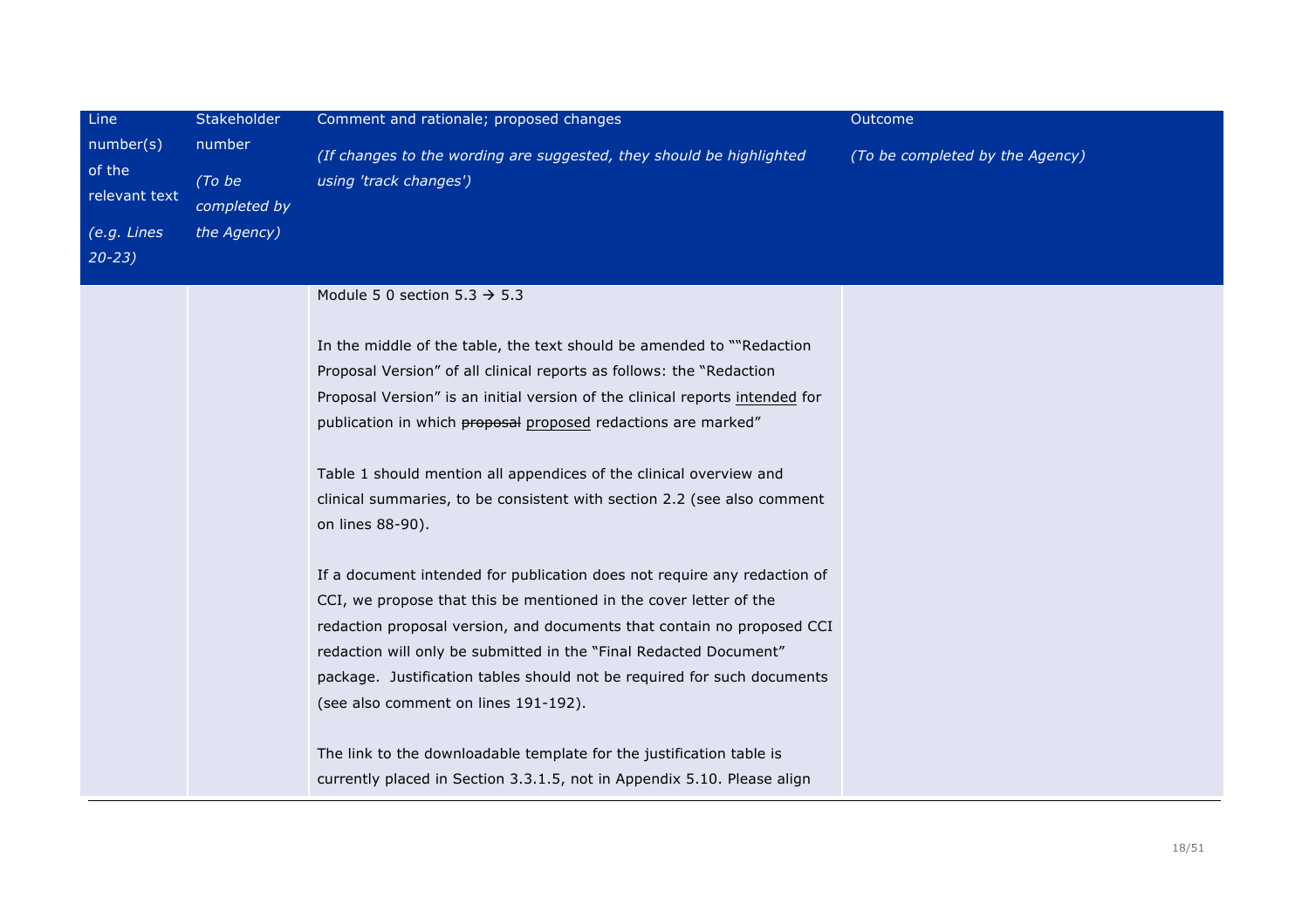| Line number(s) of the relevant text<br>*(e.g. Lines 20-23)* | Stakeholder number<br>*(To be completed by the Agency)* | Comment and rationale; proposed changes<br>*(If changes to the wording are suggested, they should be highlighted using 'track changes')* | Outcome<br>*(To be completed by the Agency)* |
|---|---|---|---|
| | | Module 5 0 section 5.3 → 5.3<br><br>In the middle of the table, the text should be amended to ""Redaction Proposal Version" of all clinical reports as follows: the "Redaction Proposal Version" is an initial version of the clinical reports <u>intended</u> for publication in which ~~proposal~~ <u>proposed</u> redactions are marked"<br><br>Table 1 should mention all appendices of the clinical overview and clinical summaries, to be consistent with section 2.2 (see also comment on lines 88-90).<br><br>If a document intended for publication does not require any redaction of CCI, we propose that this be mentioned in the cover letter of the redaction proposal version, and documents that contain no proposed CCI redaction will only be submitted in the "Final Redacted Document" package. Justification tables should not be required for such documents (see also comment on lines 191-192).<br><br>The link to the downloadable template for the justification table is currently placed in Section 3.3.1.5, not in Appendix 5.10. Please align | |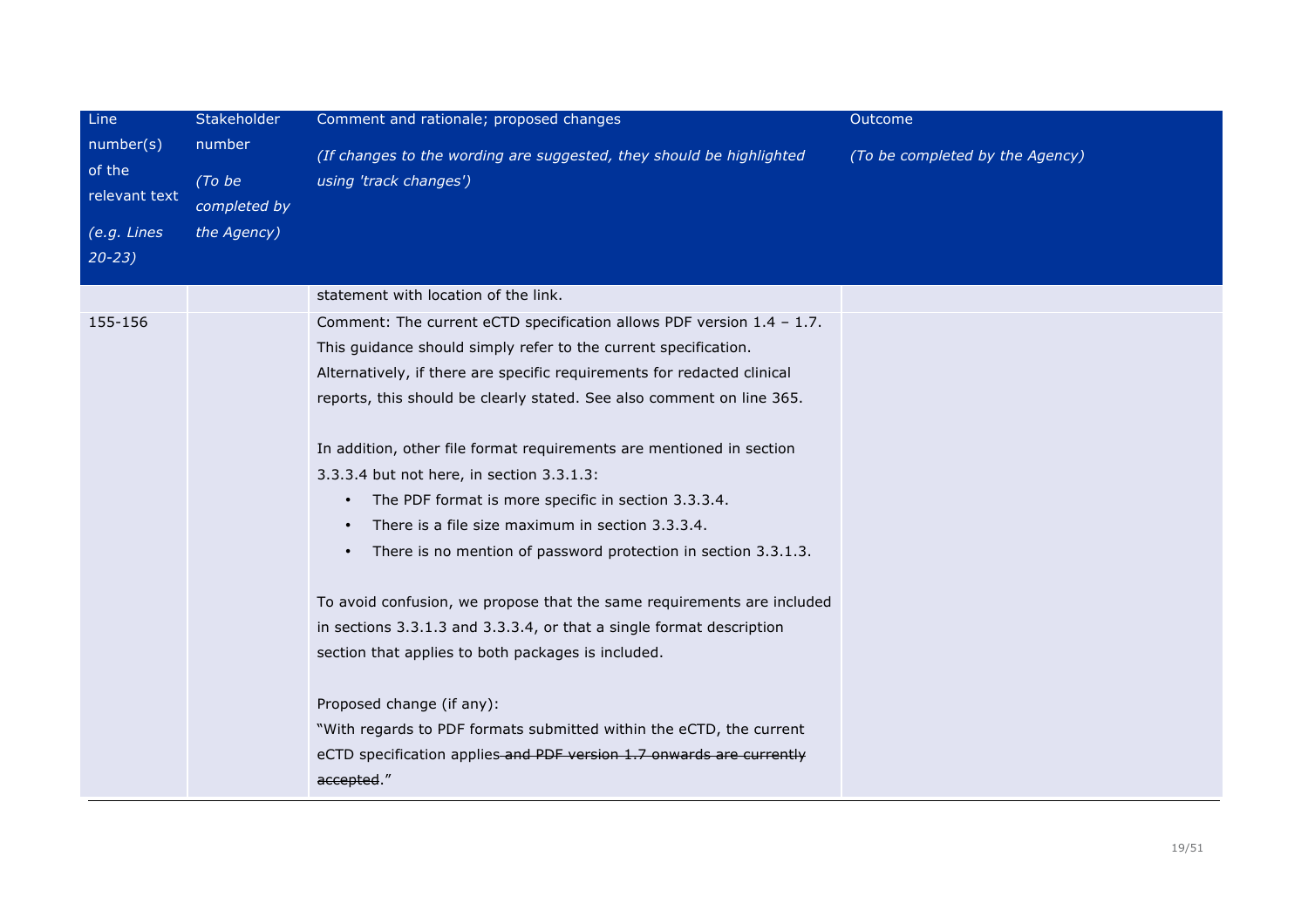| Line number(s) of the relevant text<br>*(e.g. Lines 20-23)* | Stakeholder number<br>*(To be completed by the Agency)* | Comment and rationale; proposed changes<br>*(If changes to the wording are suggested, they should be highlighted using 'track changes')* | Outcome<br>*(To be completed by the Agency)* |
|---|---|---|---|
| | | statement with location of the link. | |
| 155-156 | | Comment: The current eCTD specification allows PDF version 1.4 – 1.7. This guidance should simply refer to the current specification. Alternatively, if there are specific requirements for redacted clinical reports, this should be clearly stated. See also comment on line 365.<br><br>In addition, other file format requirements are mentioned in section 3.3.3.4 but not here, in section 3.3.1.3:<br>• The PDF format is more specific in section 3.3.3.4.<br>• There is a file size maximum in section 3.3.3.4.<br>• There is no mention of password protection in section 3.3.1.3.<br><br>To avoid confusion, we propose that the same requirements are included in sections 3.3.1.3 and 3.3.3.4, or that a single format description section that applies to both packages is included.<br><br>Proposed change (if any):<br>"With regards to PDF formats submitted within the eCTD, the current eCTD specification applies~~ and PDF version 1.7 onwards are currently accepted~~." | |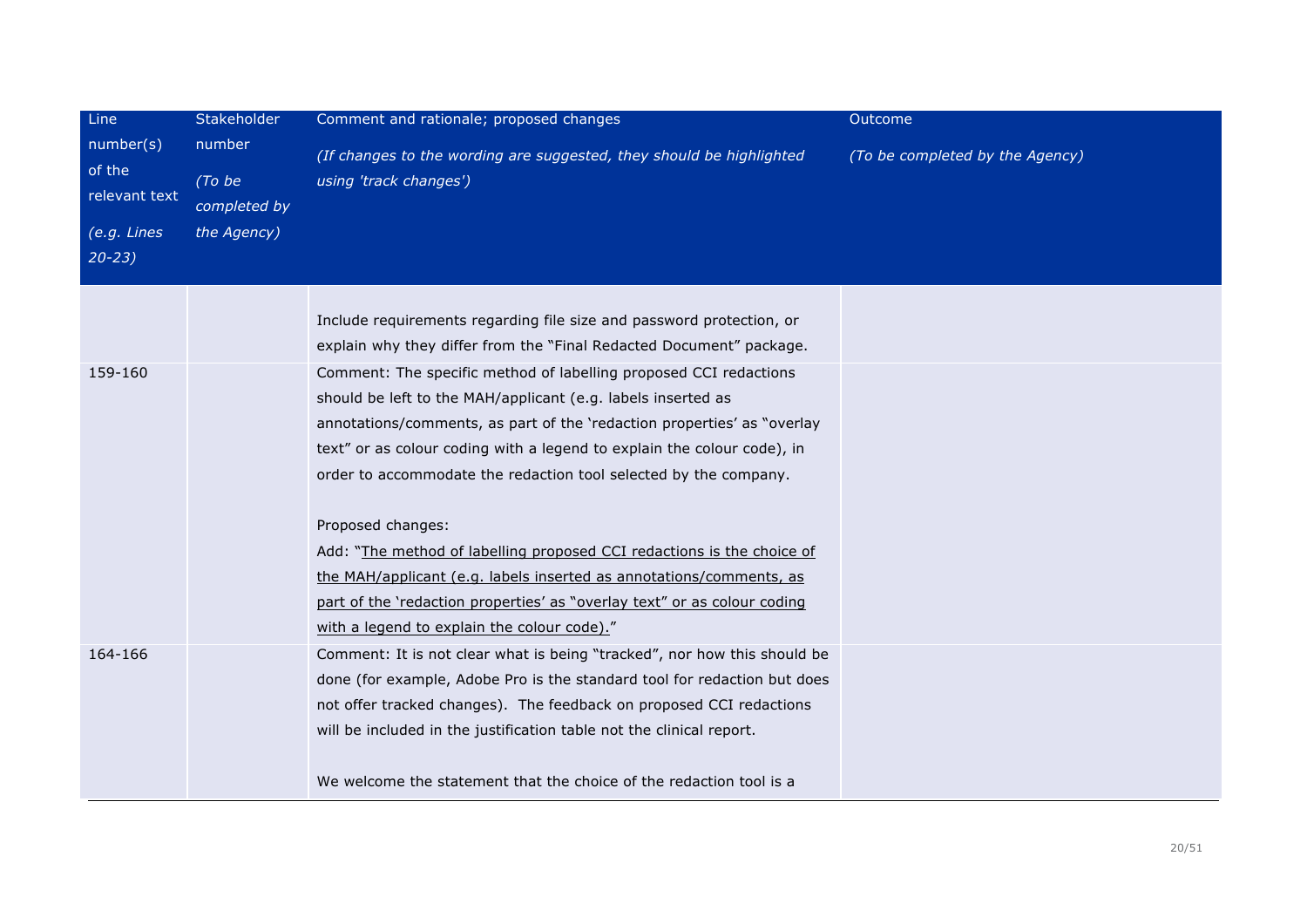| Line number(s) of the relevant text<br>*(e.g. Lines 20-23)* | Stakeholder number<br>*(To be completed by the Agency)* | Comment and rationale; proposed changes<br>*(If changes to the wording are suggested, they should be highlighted using 'track changes')* | Outcome<br>*(To be completed by the Agency)* |
|---|---|---|---|
| | | Include requirements regarding file size and password protection, or explain why they differ from the "Final Redacted Document" package. | |
| 159-160 | | Comment: The specific method of labelling proposed CCI redactions should be left to the MAH/applicant (e.g. labels inserted as annotations/comments, as part of the 'redaction properties' as "overlay text" or as colour coding with a legend to explain the colour code), in order to accommodate the redaction tool selected by the company.<br><br>Proposed changes:<br>Add: "<u>The method of labelling proposed CCI redactions is the choice of the MAH/applicant (e.g. labels inserted as annotations/comments, as part of the 'redaction properties' as "overlay text" or as colour coding with a legend to explain the colour code).</u>" | |
| 164-166 | | Comment: It is not clear what is being "tracked", nor how this should be done (for example, Adobe Pro is the standard tool for redaction but does not offer tracked changes). The feedback on proposed CCI redactions will be included in the justification table not the clinical report.<br><br>We welcome the statement that the choice of the redaction tool is a | |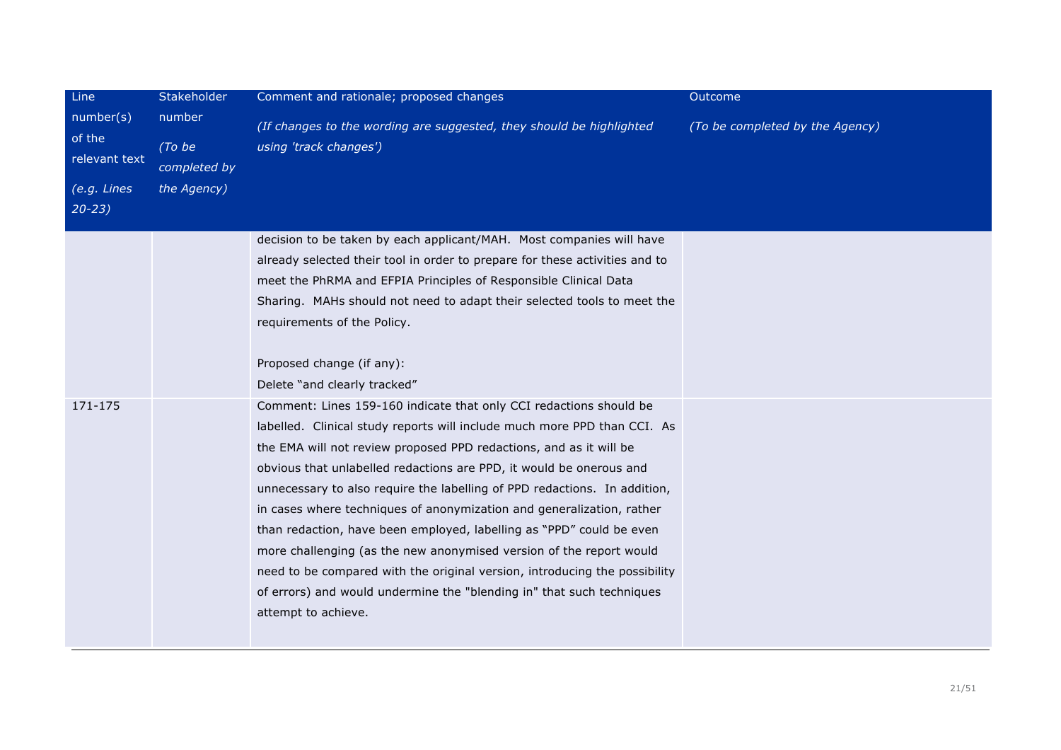| Line number(s) of the relevant text<br>*(e.g. Lines 20-23)* | Stakeholder number<br>*(To be completed by the Agency)* | Comment and rationale; proposed changes<br>*(If changes to the wording are suggested, they should be highlighted using 'track changes')* | Outcome<br>*(To be completed by the Agency)* |
|---|---|---|---|
| | | decision to be taken by each applicant/MAH. Most companies will have already selected their tool in order to prepare for these activities and to meet the PhRMA and EFPIA Principles of Responsible Clinical Data Sharing. MAHs should not need to adapt their selected tools to meet the requirements of the Policy.<br><br>Proposed change (if any):<br>Delete "and clearly tracked" | |
| 171-175 | | Comment: Lines 159-160 indicate that only CCI redactions should be labelled. Clinical study reports will include much more PPD than CCI. As the EMA will not review proposed PPD redactions, and as it will be obvious that unlabelled redactions are PPD, it would be onerous and unnecessary to also require the labelling of PPD redactions. In addition, in cases where techniques of anonymization and generalization, rather than redaction, have been employed, labelling as "PPD" could be even more challenging (as the new anonymised version of the report would need to be compared with the original version, introducing the possibility of errors) and would undermine the "blending in" that such techniques attempt to achieve. | |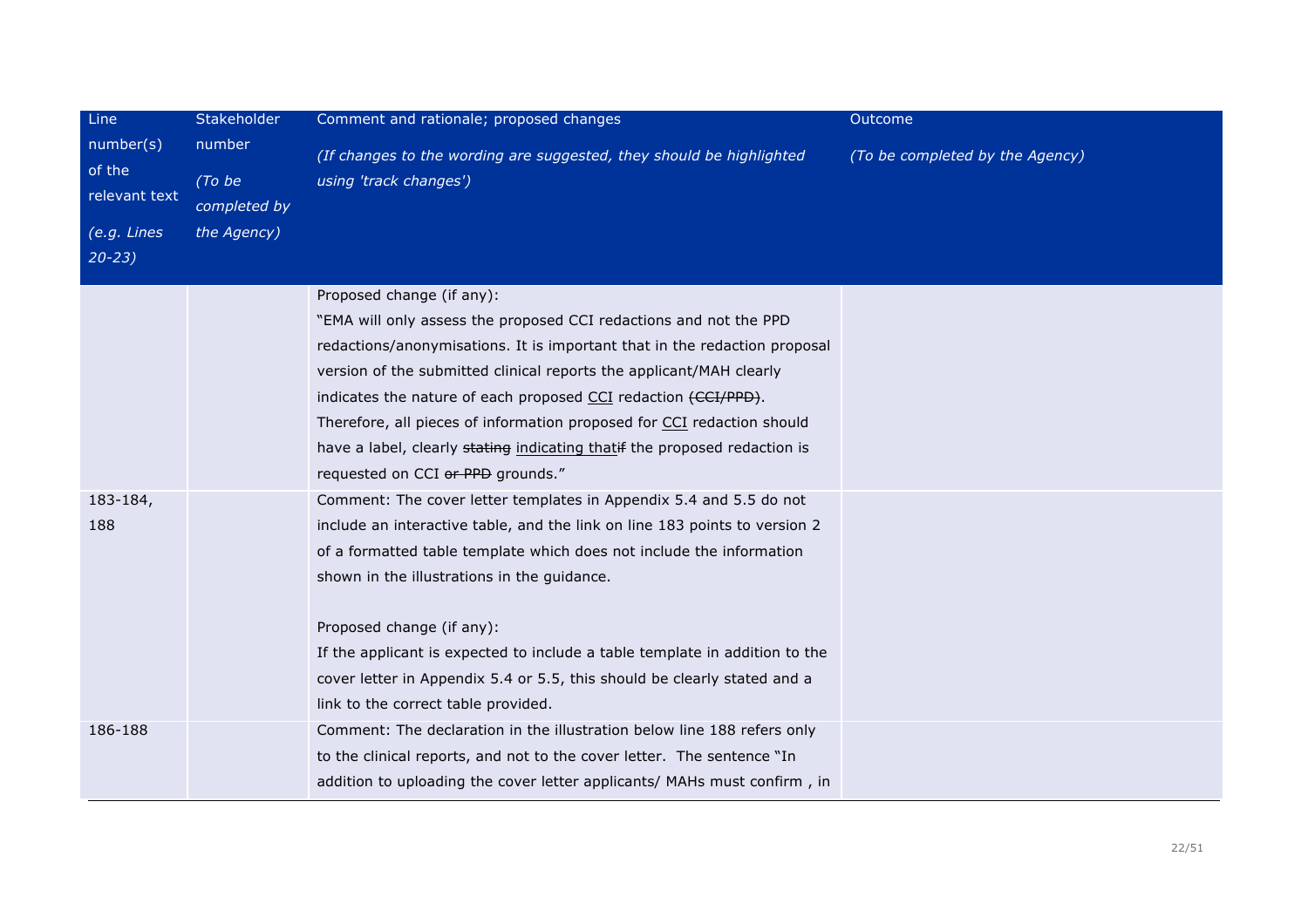| Line number(s) of the relevant text<br>*(e.g. Lines 20-23)* | Stakeholder number<br>*(To be completed by the Agency)* | Comment and rationale; proposed changes<br>*(If changes to the wording are suggested, they should be highlighted using 'track changes')* | Outcome<br>*(To be completed by the Agency)* |
|---|---|---|---|
| | | Proposed change (if any):<br>"EMA will only assess the proposed CCI redactions and not the PPD redactions/anonymisations. It is important that in the redaction proposal version of the submitted clinical reports the applicant/MAH clearly indicates the nature of each proposed <u>CCI</u> redaction ~~(CCI/PPD)~~. Therefore, all pieces of information proposed for <u>CCI</u> redaction should have a label, clearly ~~stating~~ <u>indicating that</u>~~if~~ the proposed redaction is requested on CCI ~~or PPD~~ grounds." | |
| 183-184, 188 | | Comment: The cover letter templates in Appendix 5.4 and 5.5 do not include an interactive table, and the link on line 183 points to version 2 of a formatted table template which does not include the information shown in the illustrations in the guidance.<br><br>Proposed change (if any):<br>If the applicant is expected to include a table template in addition to the cover letter in Appendix 5.4 or 5.5, this should be clearly stated and a link to the correct table provided. | |
| 186-188 | | Comment: The declaration in the illustration below line 188 refers only to the clinical reports, and not to the cover letter. The sentence "In addition to uploading the cover letter applicants/ MAHs must confirm , in | |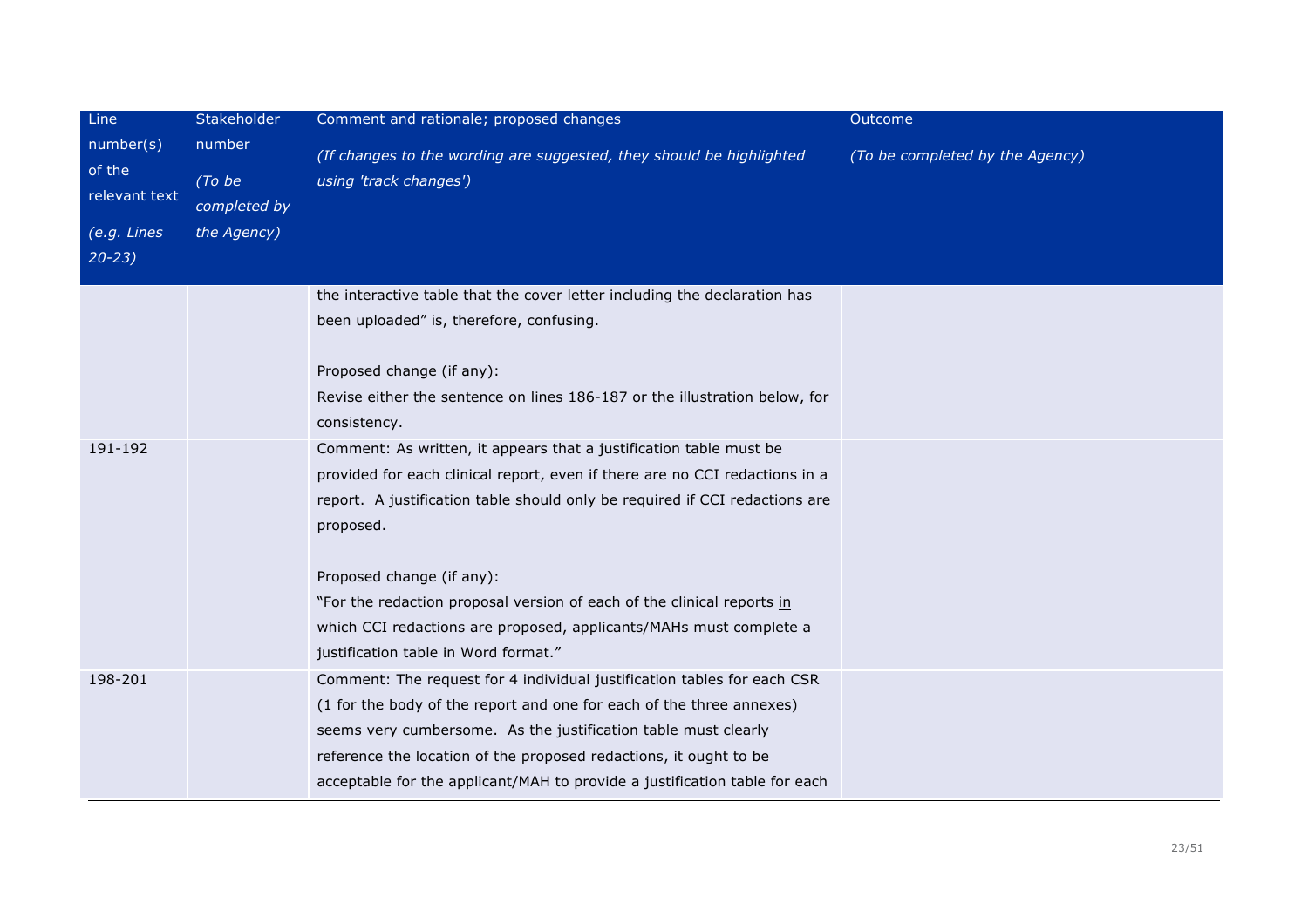| Line number(s) of the relevant text<br>*(e.g. Lines 20-23)* | Stakeholder number<br>*(To be completed by the Agency)* | Comment and rationale; proposed changes<br>*(If changes to the wording are suggested, they should be highlighted using 'track changes')* | Outcome<br>*(To be completed by the Agency)* |
|---|---|---|---|
| | | the interactive table that the cover letter including the declaration has been uploaded" is, therefore, confusing.<br><br>Proposed change (if any):<br>Revise either the sentence on lines 186-187 or the illustration below, for consistency. | |
| 191-192 | | Comment: As written, it appears that a justification table must be provided for each clinical report, even if there are no CCI redactions in a report. A justification table should only be required if CCI redactions are proposed.<br><br>Proposed change (if any):<br>"For the redaction proposal version of each of the clinical reports <u>in which CCI redactions are proposed,</u> applicants/MAHs must complete a justification table in Word format." | |
| 198-201 | | Comment: The request for 4 individual justification tables for each CSR (1 for the body of the report and one for each of the three annexes) seems very cumbersome. As the justification table must clearly reference the location of the proposed redactions, it ought to be acceptable for the applicant/MAH to provide a justification table for each | |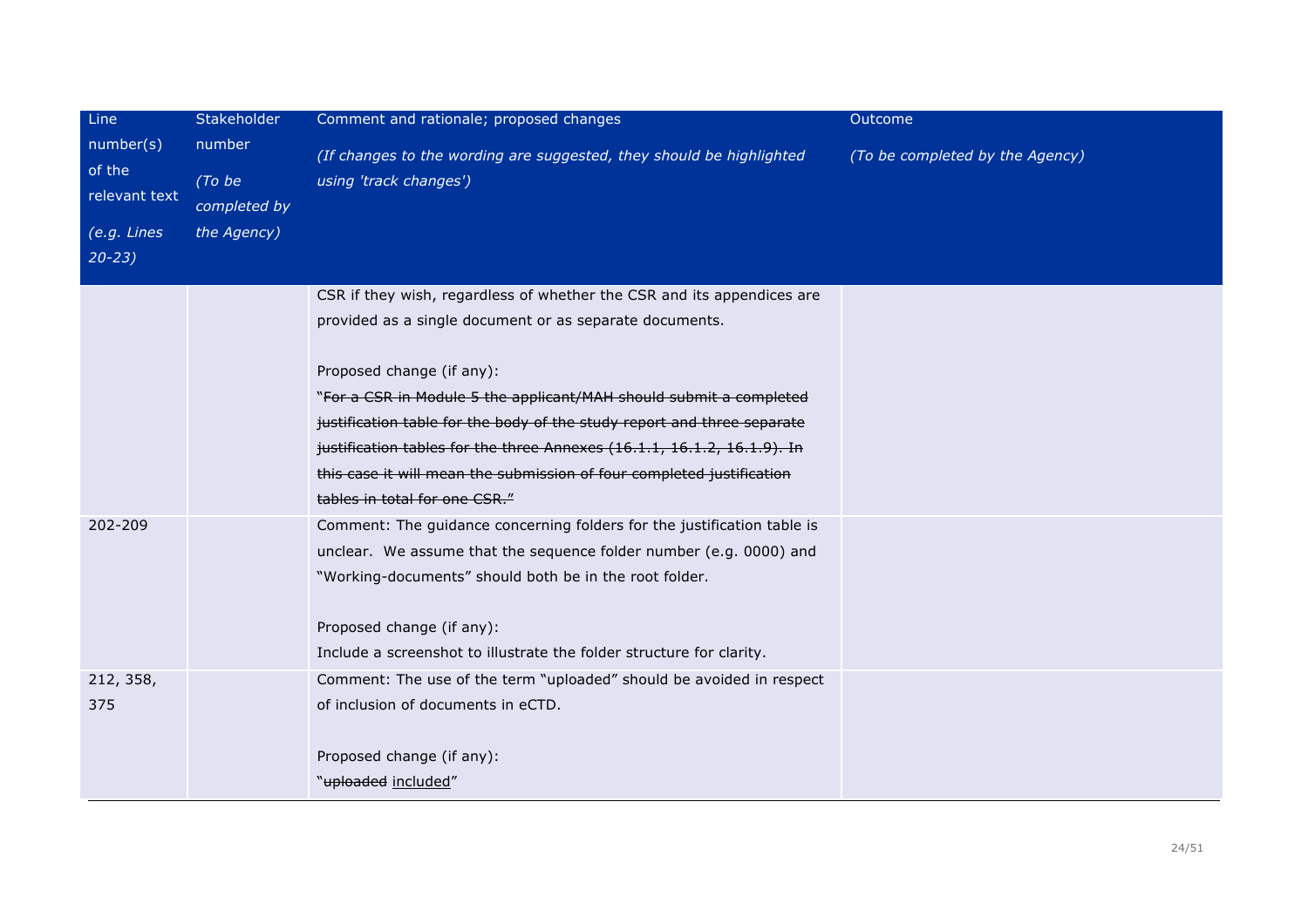| Line number(s) of the relevant text<br>*(e.g. Lines 20-23)* | Stakeholder number<br>*(To be completed by the Agency)* | Comment and rationale; proposed changes<br>*(If changes to the wording are suggested, they should be highlighted using 'track changes')* | Outcome<br>*(To be completed by the Agency)* |
|---|---|---|---|
| | | CSR if they wish, regardless of whether the CSR and its appendices are provided as a single document or as separate documents.<br><br>Proposed change (if any):<br>"~~For a CSR in Module 5 the applicant/MAH should submit a completed justification table for the body of the study report and three separate justification tables for the three Annexes (16.1.1, 16.1.2, 16.1.9). In this case it will mean the submission of four completed justification tables in total for one CSR.~~" | |
| 202-209 | | Comment: The guidance concerning folders for the justification table is unclear. We assume that the sequence folder number (e.g. 0000) and "Working-documents" should both be in the root folder.<br><br>Proposed change (if any):<br>Include a screenshot to illustrate the folder structure for clarity. | |
| 212, 358, 375 | | Comment: The use of the term "uploaded" should be avoided in respect of inclusion of documents in eCTD.<br><br>Proposed change (if any):<br>"~~uploaded~~ <u>included</u>" | |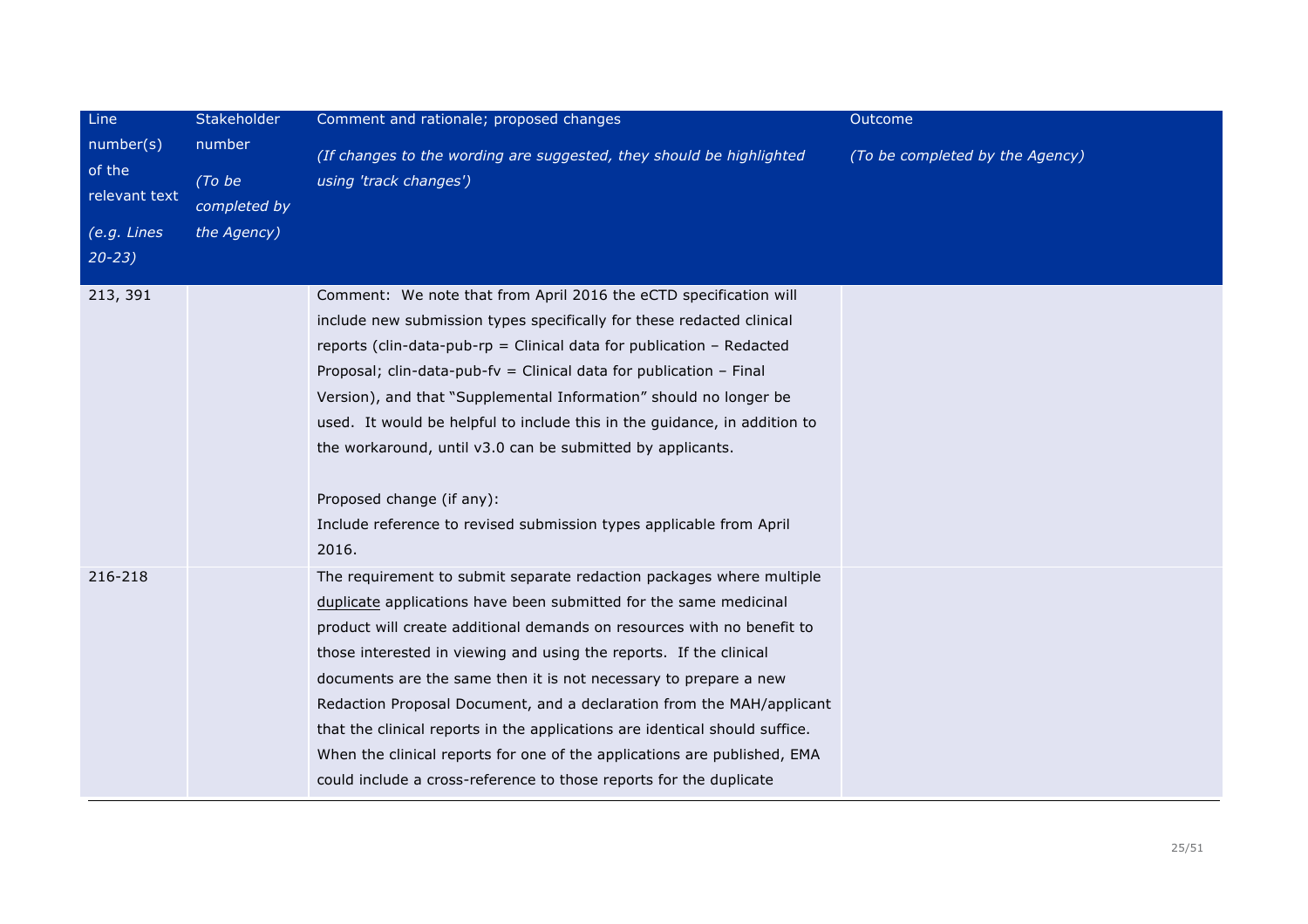| Line number(s) of the relevant text<br>*(e.g. Lines 20-23)* | Stakeholder number<br>*(To be completed by the Agency)* | Comment and rationale; proposed changes<br>*(If changes to the wording are suggested, they should be highlighted using 'track changes')* | Outcome<br>*(To be completed by the Agency)* |
|---|---|---|---|
| 213, 391 | | Comment: We note that from April 2016 the eCTD specification will include new submission types specifically for these redacted clinical reports (clin-data-pub-rp = Clinical data for publication – Redacted Proposal; clin-data-pub-fv = Clinical data for publication – Final Version), and that "Supplemental Information" should no longer be used. It would be helpful to include this in the guidance, in addition to the workaround, until v3.0 can be submitted by applicants.<br><br>Proposed change (if any):<br>Include reference to revised submission types applicable from April 2016. | |
| 216-218 | | The requirement to submit separate redaction packages where multiple duplicate applications have been submitted for the same medicinal product will create additional demands on resources with no benefit to those interested in viewing and using the reports. If the clinical documents are the same then it is not necessary to prepare a new Redaction Proposal Document, and a declaration from the MAH/applicant that the clinical reports in the applications are identical should suffice. When the clinical reports for one of the applications are published, EMA could include a cross-reference to those reports for the duplicate | |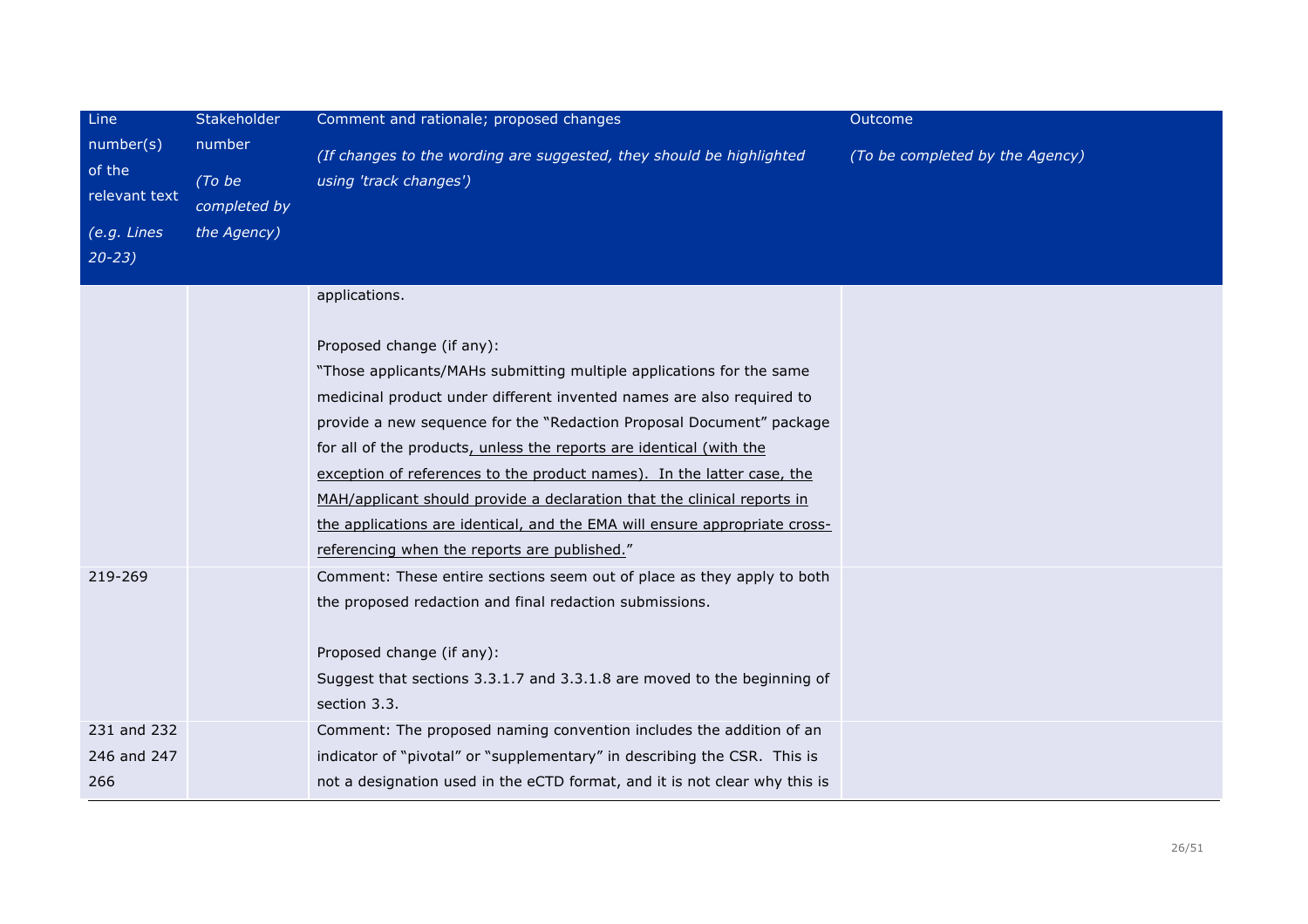| Line number(s) of the relevant text *(e.g. Lines 20-23)* | Stakeholder number *(To be completed by the Agency)* | Comment and rationale; proposed changes *(If changes to the wording are suggested, they should be highlighted using 'track changes')* | Outcome *(To be completed by the Agency)* |
|---|---|---|---|
| | | applications.<br><br>Proposed change (if any):<br>"Those applicants/MAHs submitting multiple applications for the same medicinal product under different invented names are also required to provide a new sequence for the "Redaction Proposal Document" package for all of the products<u>, unless the reports are identical (with the exception of references to the product names). In the latter case, the MAH/applicant should provide a declaration that the clinical reports in the applications are identical, and the EMA will ensure appropriate cross-referencing when the reports are published.</u>" | |
| 219-269 | | Comment: These entire sections seem out of place as they apply to both the proposed redaction and final redaction submissions.<br><br>Proposed change (if any):<br>Suggest that sections 3.3.1.7 and 3.3.1.8 are moved to the beginning of section 3.3. | |
| 231 and 232<br>246 and 247<br>266 | | Comment: The proposed naming convention includes the addition of an indicator of "pivotal" or "supplementary" in describing the CSR. This is not a designation used in the eCTD format, and it is not clear why this is | |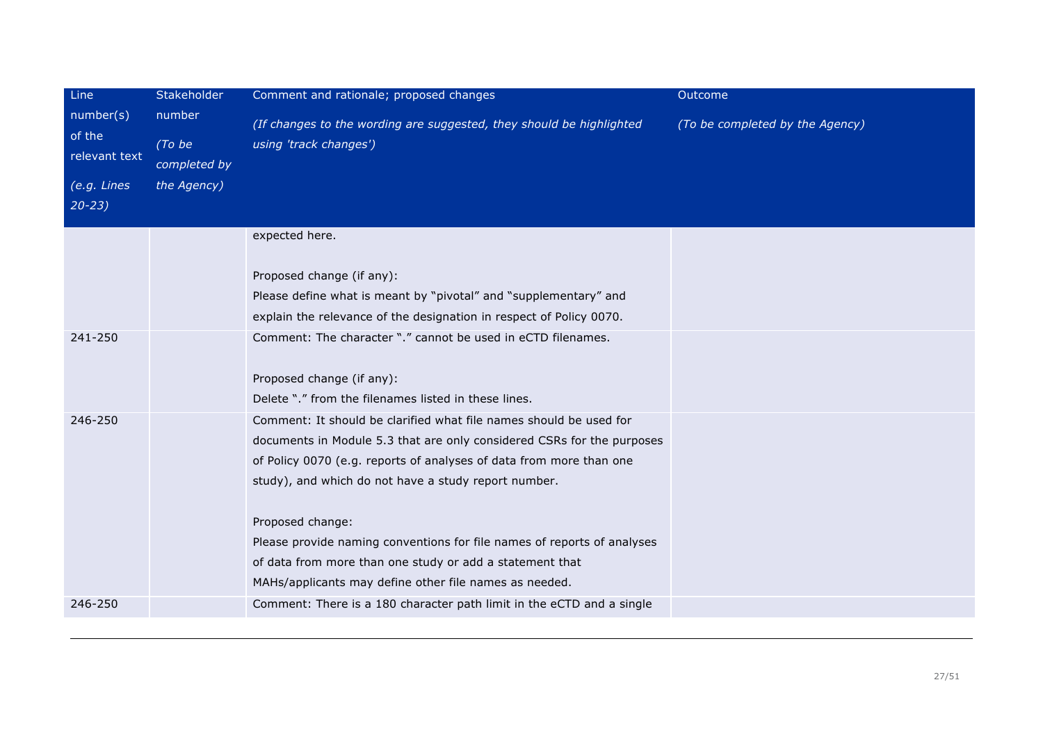| Line number(s) of the relevant text *(e.g. Lines 20-23)* | Stakeholder number *(To be completed by the Agency)* | Comment and rationale; proposed changes *(If changes to the wording are suggested, they should be highlighted using 'track changes')* | Outcome *(To be completed by the Agency)* |
|---|---|---|---|
| | | expected here.<br><br>Proposed change (if any):<br>Please define what is meant by "pivotal" and "supplementary" and explain the relevance of the designation in respect of Policy 0070. | |
| 241-250 | | Comment: The character "." cannot be used in eCTD filenames.<br><br>Proposed change (if any):<br>Delete "." from the filenames listed in these lines. | |
| 246-250 | | Comment: It should be clarified what file names should be used for documents in Module 5.3 that are only considered CSRs for the purposes of Policy 0070 (e.g. reports of analyses of data from more than one study), and which do not have a study report number.<br><br>Proposed change:<br>Please provide naming conventions for file names of reports of analyses of data from more than one study or add a statement that MAHs/applicants may define other file names as needed. | |
| 246-250 | | Comment: There is a 180 character path limit in the eCTD and a single | |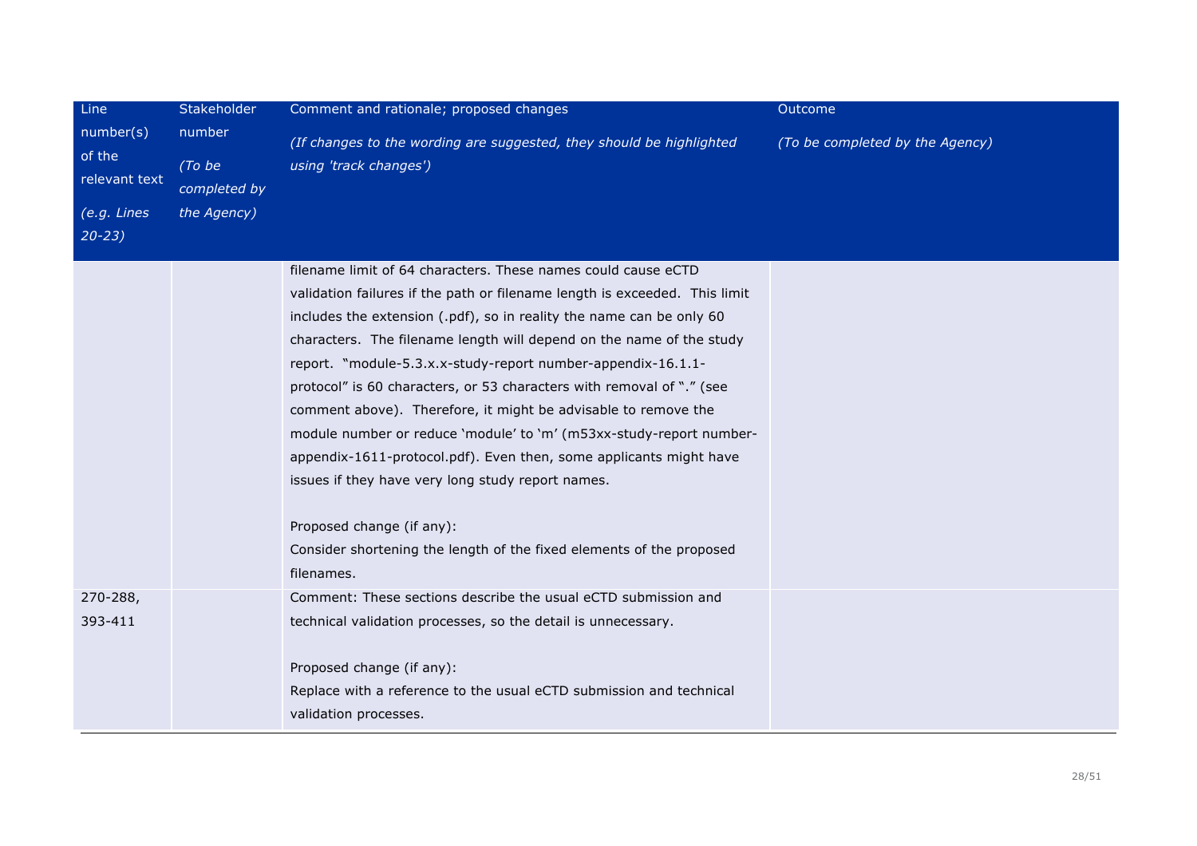| Line number(s) of the relevant text<br><br>*(e.g. Lines 20-23)* | Stakeholder number<br><br>*(To be completed by the Agency)* | Comment and rationale; proposed changes<br><br>*(If changes to the wording are suggested, they should be highlighted using 'track changes')* | Outcome<br><br>*(To be completed by the Agency)* |
|---|---|---|---|
| | | filename limit of 64 characters. These names could cause eCTD validation failures if the path or filename length is exceeded. This limit includes the extension (.pdf), so in reality the name can be only 60 characters. The filename length will depend on the name of the study report. "module-5.3.x.x-study-report number-appendix-16.1.1-protocol" is 60 characters, or 53 characters with removal of "." (see comment above). Therefore, it might be advisable to remove the module number or reduce 'module' to 'm' (m53xx-study-report number-appendix-1611-protocol.pdf). Even then, some applicants might have issues if they have very long study report names.<br><br>Proposed change (if any):<br>Consider shortening the length of the fixed elements of the proposed filenames. | |
| 270-288, 393-411 | | Comment: These sections describe the usual eCTD submission and technical validation processes, so the detail is unnecessary.<br><br>Proposed change (if any):<br>Replace with a reference to the usual eCTD submission and technical validation processes. | |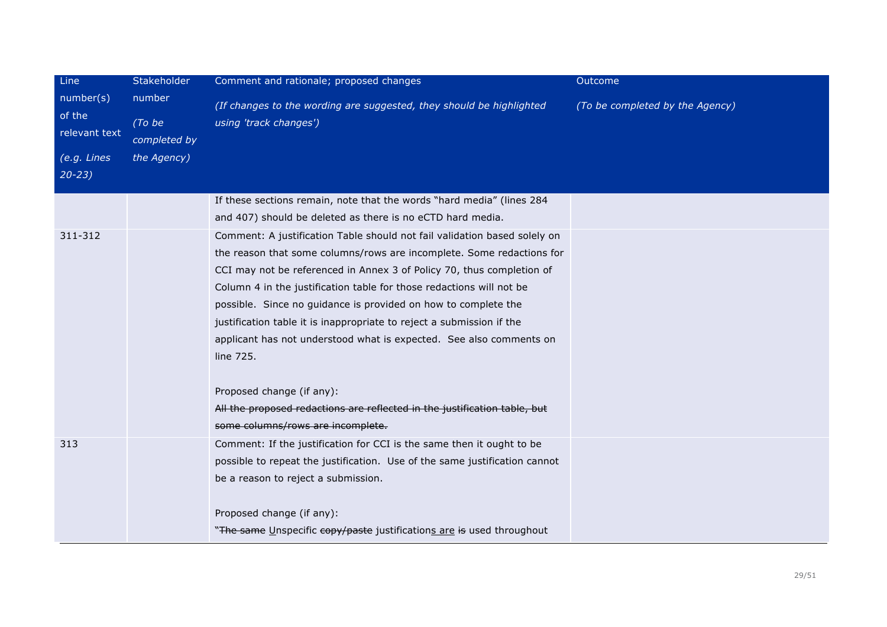| Line number(s) of the relevant text *(e.g. Lines 20-23)* | Stakeholder number *(To be completed by the Agency)* | Comment and rationale; proposed changes *(If changes to the wording are suggested, they should be highlighted using 'track changes')* | Outcome *(To be completed by the Agency)* |
|---|---|---|---|
| | | If these sections remain, note that the words "hard media" (lines 284 and 407) should be deleted as there is no eCTD hard media. | |
| 311-312 | | Comment: A justification Table should not fail validation based solely on the reason that some columns/rows are incomplete. Some redactions for CCI may not be referenced in Annex 3 of Policy 70, thus completion of Column 4 in the justification table for those redactions will not be possible. Since no guidance is provided on how to complete the justification table it is inappropriate to reject a submission if the applicant has not understood what is expected. See also comments on line 725.<br><br>Proposed change (if any):<br>~~All the proposed redactions are reflected in the justification table, but some columns/rows are incomplete.~~ | |
| 313 | | Comment: If the justification for CCI is the same then it ought to be possible to repeat the justification. Use of the same justification cannot be a reason to reject a submission.<br><br>Proposed change (if any):<br>"~~The same~~ Unspecific ~~copy/paste~~ justifications are ~~is~~ used throughout | |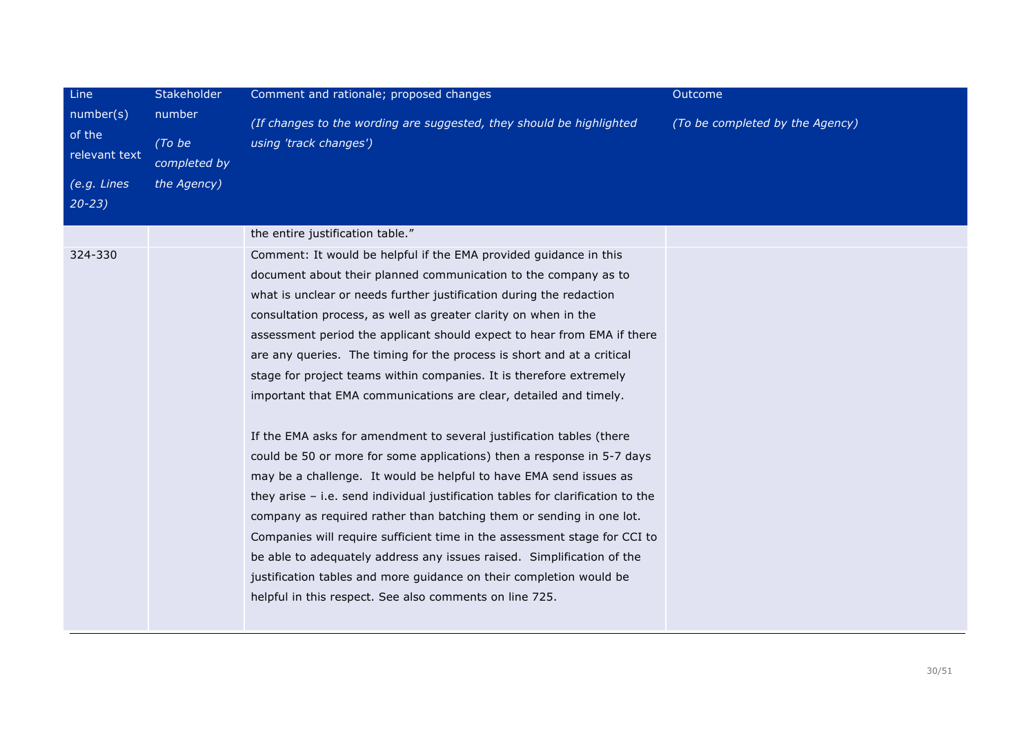| Line number(s) of the relevant text<br>*(e.g. Lines 20-23)* | Stakeholder number<br>*(To be completed by the Agency)* | Comment and rationale; proposed changes<br>*(If changes to the wording are suggested, they should be highlighted using 'track changes')* | Outcome<br>*(To be completed by the Agency)* |
|---|---|---|---|
| | | the entire justification table." | |
| 324-330 | | Comment: It would be helpful if the EMA provided guidance in this document about their planned communication to the company as to what is unclear or needs further justification during the redaction consultation process, as well as greater clarity on when in the assessment period the applicant should expect to hear from EMA if there are any queries. The timing for the process is short and at a critical stage for project teams within companies. It is therefore extremely important that EMA communications are clear, detailed and timely.<br><br>If the EMA asks for amendment to several justification tables (there could be 50 or more for some applications) then a response in 5-7 days may be a challenge. It would be helpful to have EMA send issues as they arise – i.e. send individual justification tables for clarification to the company as required rather than batching them or sending in one lot. Companies will require sufficient time in the assessment stage for CCI to be able to adequately address any issues raised. Simplification of the justification tables and more guidance on their completion would be helpful in this respect. See also comments on line 725. | |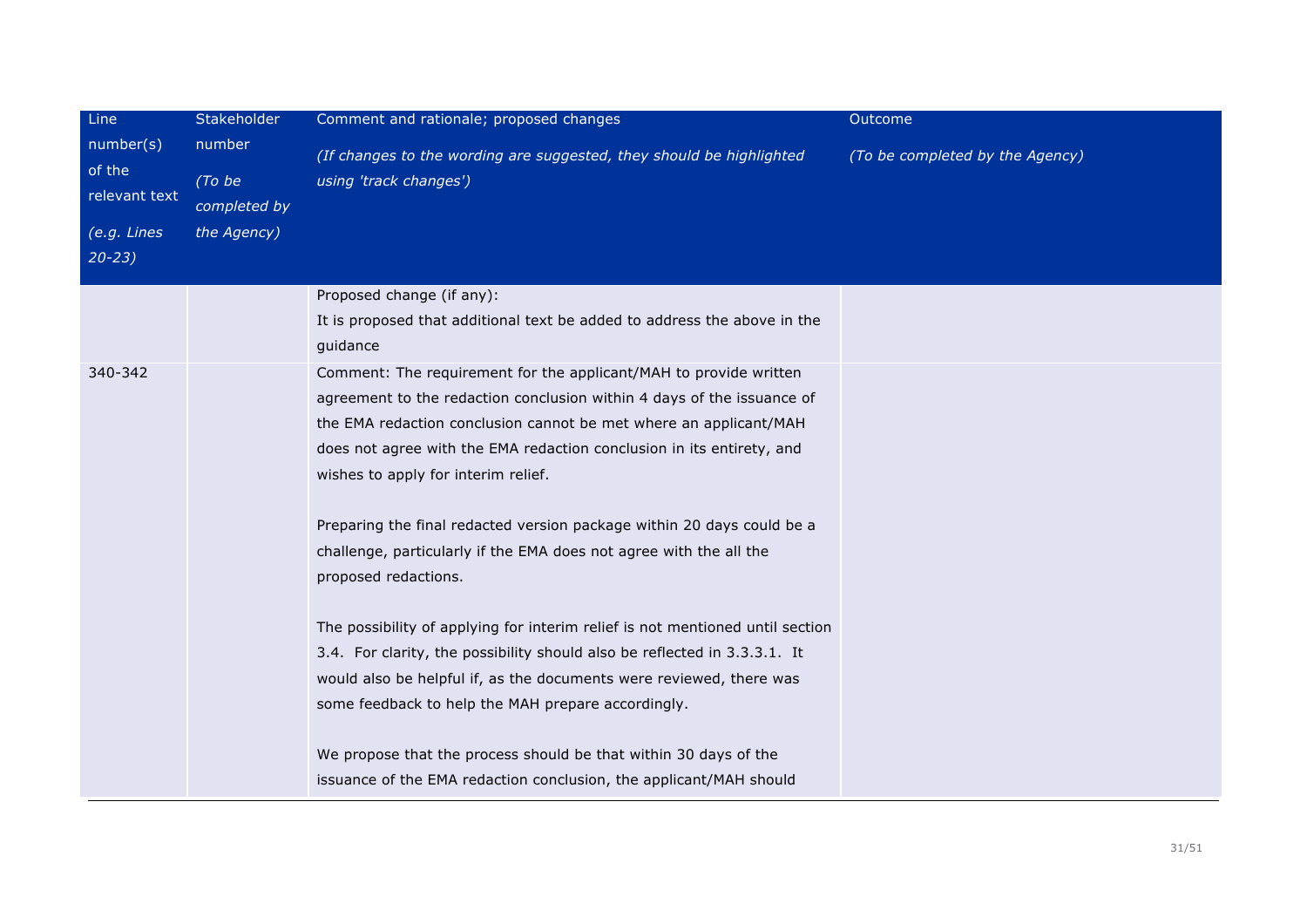| Line number(s) of the relevant text<br>*(e.g. Lines 20-23)* | Stakeholder number<br>*(To be completed by the Agency)* | Comment and rationale; proposed changes<br>*(If changes to the wording are suggested, they should be highlighted using 'track changes')* | Outcome<br>*(To be completed by the Agency)* |
|---|---|---|---|
| | | Proposed change (if any):<br>It is proposed that additional text be added to address the above in the guidance | |
| 340-342 | | Comment: The requirement for the applicant/MAH to provide written agreement to the redaction conclusion within 4 days of the issuance of the EMA redaction conclusion cannot be met where an applicant/MAH does not agree with the EMA redaction conclusion in its entirety, and wishes to apply for interim relief.<br><br>Preparing the final redacted version package within 20 days could be a challenge, particularly if the EMA does not agree with the all the proposed redactions.<br><br>The possibility of applying for interim relief is not mentioned until section 3.4. For clarity, the possibility should also be reflected in 3.3.3.1. It would also be helpful if, as the documents were reviewed, there was some feedback to help the MAH prepare accordingly.<br><br>We propose that the process should be that within 30 days of the issuance of the EMA redaction conclusion, the applicant/MAH should | |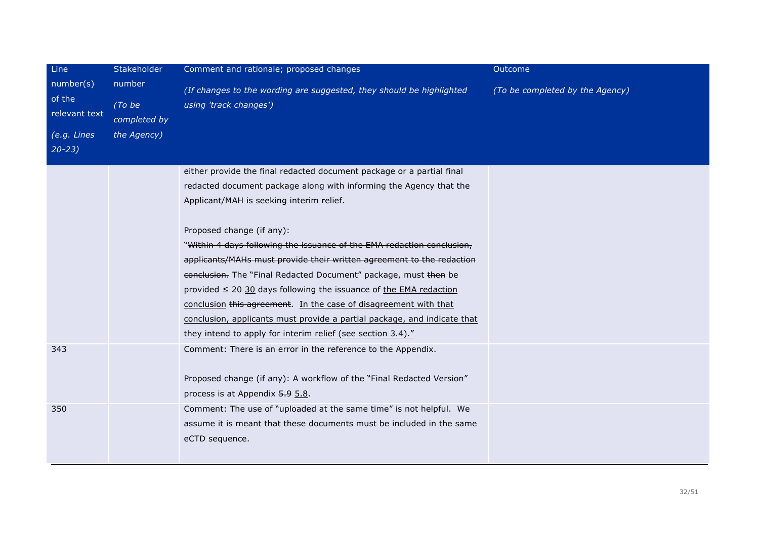| Line number(s) of the relevant text<br>*(e.g. Lines 20-23)* | Stakeholder number<br>*(To be completed by the Agency)* | Comment and rationale; proposed changes<br>*(If changes to the wording are suggested, they should be highlighted using 'track changes')* | Outcome<br>*(To be completed by the Agency)* |
|---|---|---|---|
| | | either provide the final redacted document package or a partial final redacted document package along with informing the Agency that the Applicant/MAH is seeking interim relief.<br><br>Proposed change (if any):<br>"~~Within 4 days following the issuance of the EMA redaction conclusion, applicants/MAHs must provide their written agreement to the redaction conclusion.~~ The "Final Redacted Document" package, must ~~then~~ be provided ≤ ~~20~~ <u>30</u> days following the issuance of <u>the EMA redaction conclusion</u> ~~this agreement~~. <u>In the case of disagreement with that conclusion, applicants must provide a partial package, and indicate that they intend to apply for interim relief (see section 3.4).</u>" | |
| 343 | | Comment: There is an error in the reference to the Appendix.<br><br>Proposed change (if any): A workflow of the "Final Redacted Version" process is at Appendix ~~5.9~~ <u>5.8</u>. | |
| 350 | | Comment: The use of "uploaded at the same time" is not helpful. We assume it is meant that these documents must be included in the same eCTD sequence. | |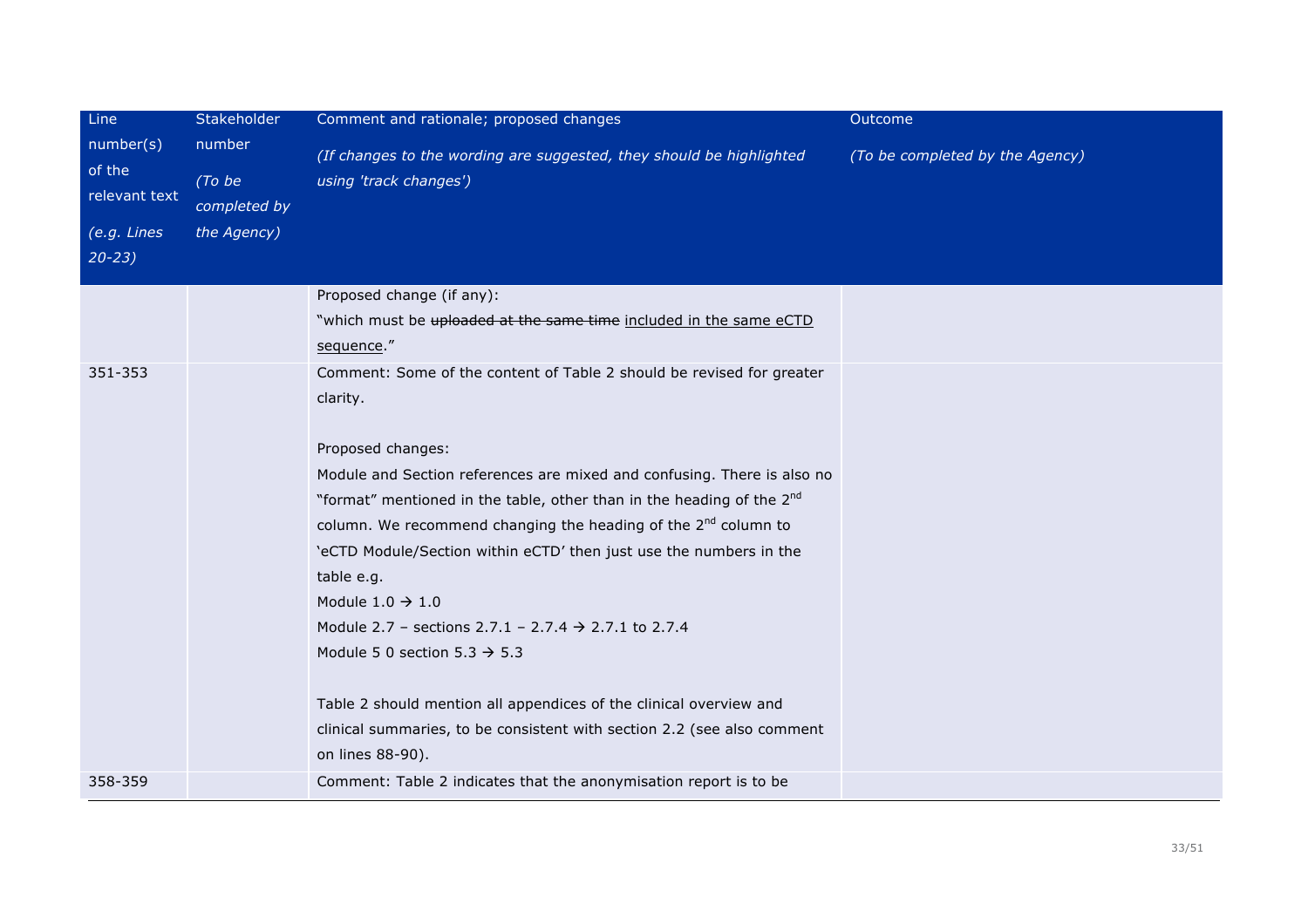| Line number(s) of the relevant text<br>*(e.g. Lines 20-23)* | Stakeholder number<br>*(To be completed by the Agency)* | Comment and rationale; proposed changes<br>*(If changes to the wording are suggested, they should be highlighted using 'track changes')* | Outcome<br>*(To be completed by the Agency)* |
|---|---|---|---|
| | | Proposed change (if any):<br>"which must be ~~uploaded at the same time~~ <u>included in the same eCTD sequence</u>." | |
| 351-353 | | Comment: Some of the content of Table 2 should be revised for greater clarity.<br><br>Proposed changes:<br>Module and Section references are mixed and confusing. There is also no "format" mentioned in the table, other than in the heading of the 2nd column. We recommend changing the heading of the 2nd column to 'eCTD Module/Section within eCTD' then just use the numbers in the table e.g.<br>Module 1.0 → 1.0<br>Module 2.7 – sections 2.7.1 – 2.7.4 → 2.7.1 to 2.7.4<br>Module 5 0 section 5.3 → 5.3<br><br>Table 2 should mention all appendices of the clinical overview and clinical summaries, to be consistent with section 2.2 (see also comment on lines 88-90). | |
| 358-359 | | Comment: Table 2 indicates that the anonymisation report is to be | |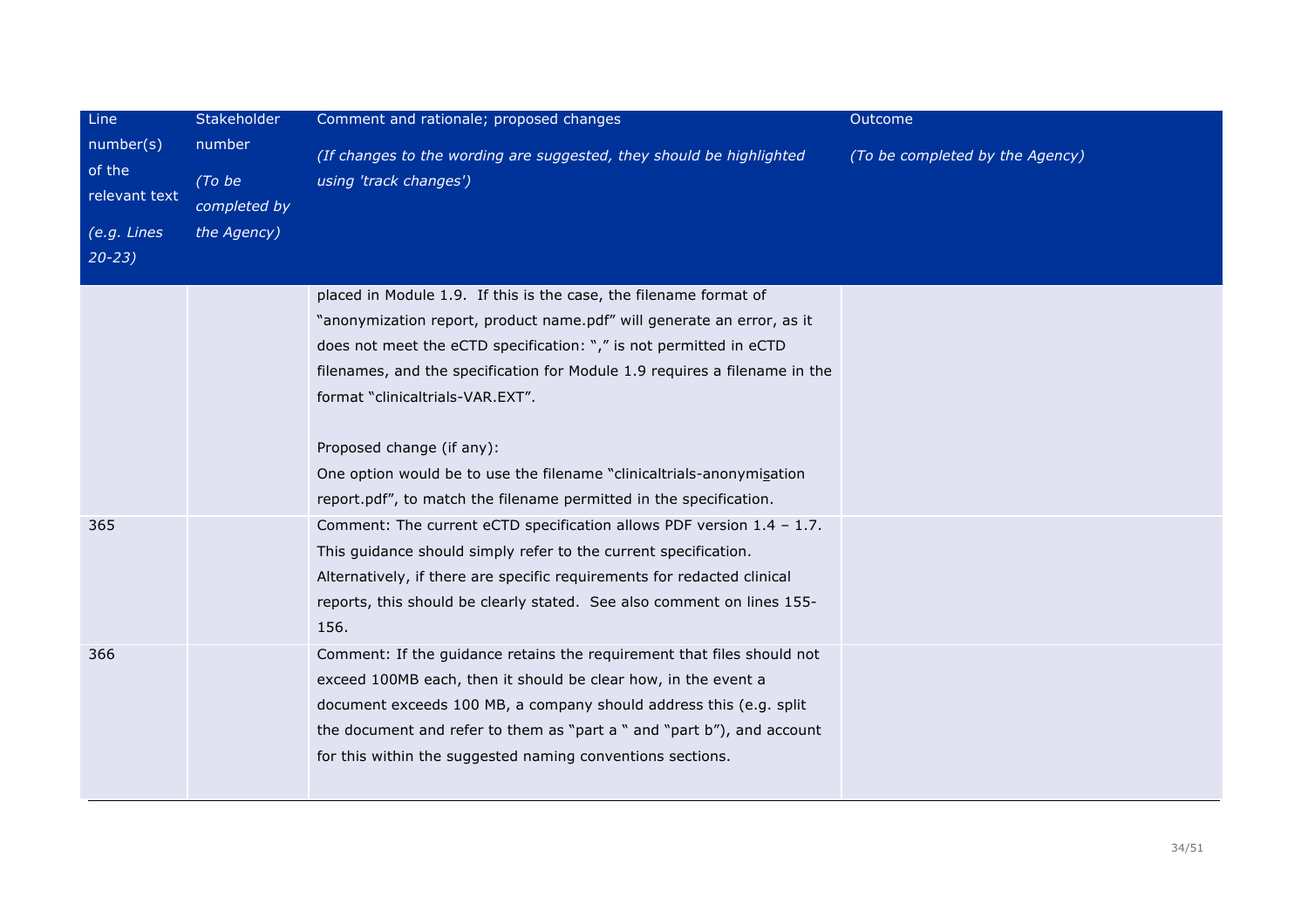| Line number(s) of the relevant text<br>*(e.g. Lines 20-23)* | Stakeholder number<br>*(To be completed by the Agency)* | Comment and rationale; proposed changes<br>*(If changes to the wording are suggested, they should be highlighted using 'track changes')* | Outcome<br>*(To be completed by the Agency)* |
|---|---|---|---|
| | | placed in Module 1.9. If this is the case, the filename format of "anonymization report, product name.pdf" will generate an error, as it does not meet the eCTD specification: "," is not permitted in eCTD filenames, and the specification for Module 1.9 requires a filename in the format "clinicaltrials-VAR.EXT".<br><br>Proposed change (if any):<br>One option would be to use the filename "clinicaltrials-anonymisation report.pdf", to match the filename permitted in the specification. | |
| 365 | | Comment: The current eCTD specification allows PDF version 1.4 – 1.7. This guidance should simply refer to the current specification. Alternatively, if there are specific requirements for redacted clinical reports, this should be clearly stated. See also comment on lines 155-156. | |
| 366 | | Comment: If the guidance retains the requirement that files should not exceed 100MB each, then it should be clear how, in the event a document exceeds 100 MB, a company should address this (e.g. split the document and refer to them as "part a " and "part b"), and account for this within the suggested naming conventions sections. | |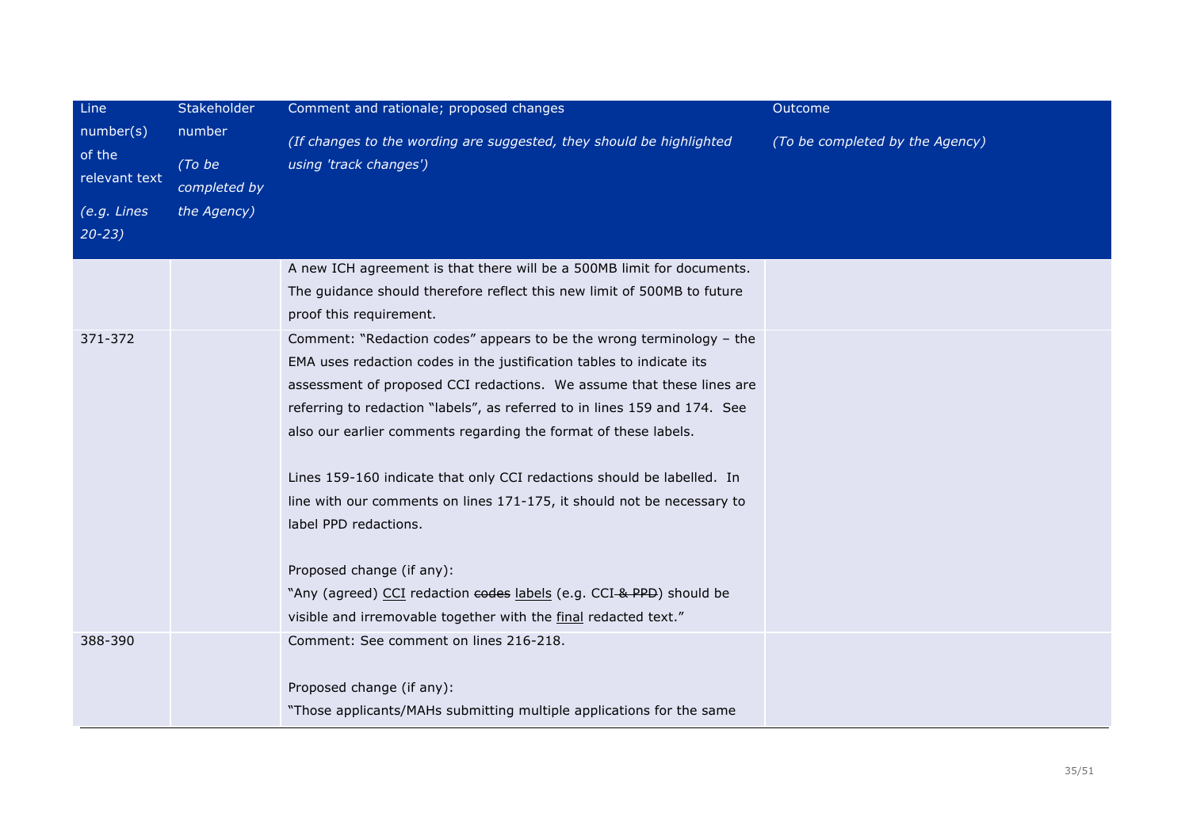| Line number(s) of the relevant text *(e.g. Lines 20-23)* | Stakeholder number *(To be completed by the Agency)* | Comment and rationale; proposed changes *(If changes to the wording are suggested, they should be highlighted using 'track changes')* | Outcome *(To be completed by the Agency)* |
|---|---|---|---|
| | | A new ICH agreement is that there will be a 500MB limit for documents. The guidance should therefore reflect this new limit of 500MB to future proof this requirement. | |
| 371-372 | | Comment: "Redaction codes" appears to be the wrong terminology – the EMA uses redaction codes in the justification tables to indicate its assessment of proposed CCI redactions. We assume that these lines are referring to redaction "labels", as referred to in lines 159 and 174. See also our earlier comments regarding the format of these labels.<br><br>Lines 159-160 indicate that only CCI redactions should be labelled. In line with our comments on lines 171-175, it should not be necessary to label PPD redactions.<br><br>Proposed change (if any):<br>"Any (agreed) <u>CCI</u> redaction ~~codes~~ <u>labels</u> (e.g. CCI ~~& PPD~~) should be visible and irremovable together with the <u>final</u> redacted text." | |
| 388-390 | | Comment: See comment on lines 216-218.<br><br>Proposed change (if any):<br>"Those applicants/MAHs submitting multiple applications for the same | |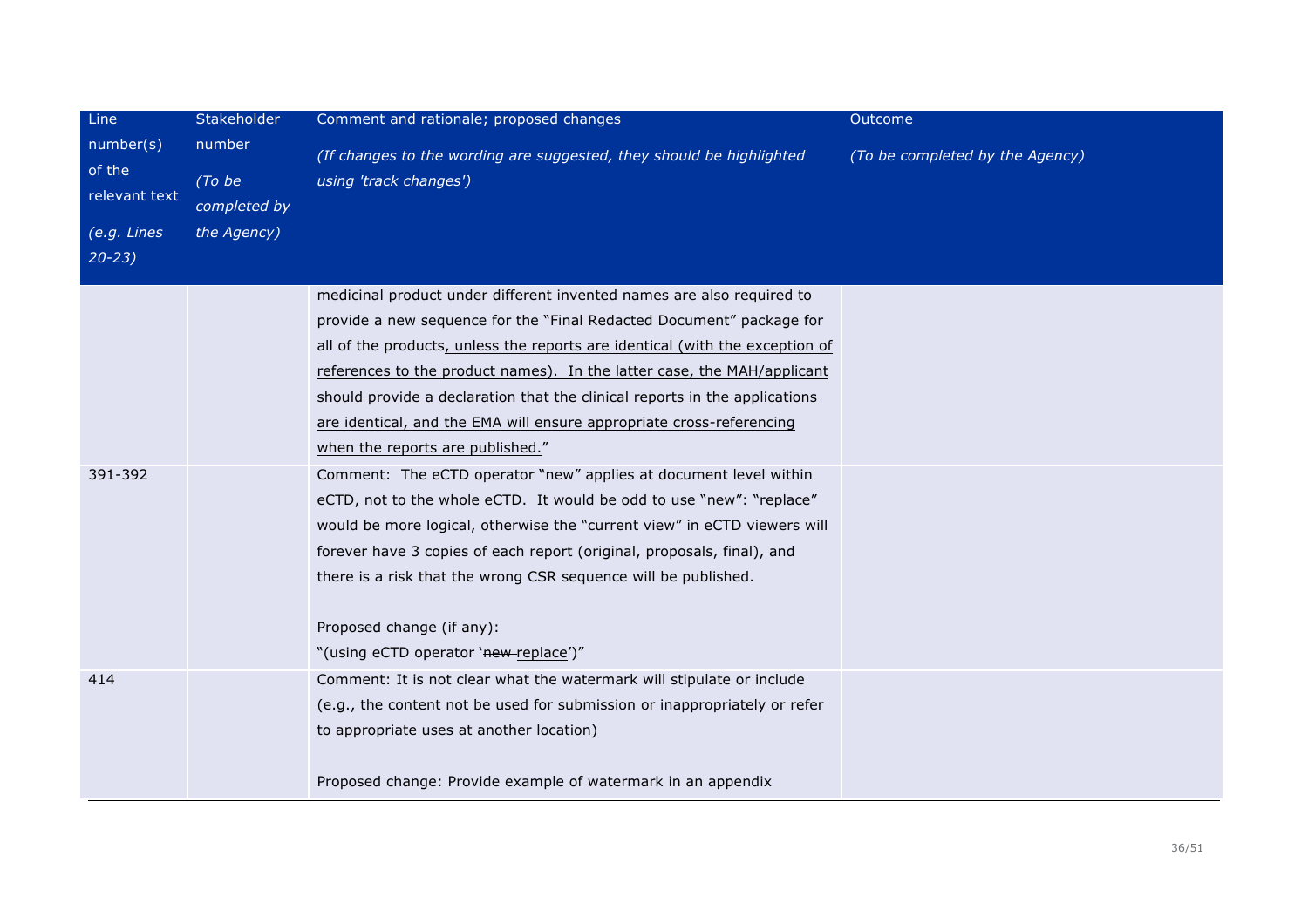| Line number(s) of the relevant text<br>*(e.g. Lines 20-23)* | Stakeholder number<br>*(To be completed by the Agency)* | Comment and rationale; proposed changes<br>*(If changes to the wording are suggested, they should be highlighted using 'track changes')* | Outcome<br>*(To be completed by the Agency)* |
|---|---|---|---|
| | | medicinal product under different invented names are also required to provide a new sequence for the "Final Redacted Document" package for all of the products<u>, unless the reports are identical (with the exception of references to the product names). In the latter case, the MAH/applicant should provide a declaration that the clinical reports in the applications are identical, and the EMA will ensure appropriate cross-referencing when the reports are published.</u>" | |
| 391-392 | | Comment: The eCTD operator "new" applies at document level within eCTD, not to the whole eCTD. It would be odd to use "new": "replace" would be more logical, otherwise the "current view" in eCTD viewers will forever have 3 copies of each report (original, proposals, final), and there is a risk that the wrong CSR sequence will be published.<br><br>Proposed change (if any):<br>"(using eCTD operator '~~new~~ <u>replace</u>')" | |
| 414 | | Comment: It is not clear what the watermark will stipulate or include (e.g., the content not be used for submission or inappropriately or refer to appropriate uses at another location)<br><br>Proposed change: Provide example of watermark in an appendix | |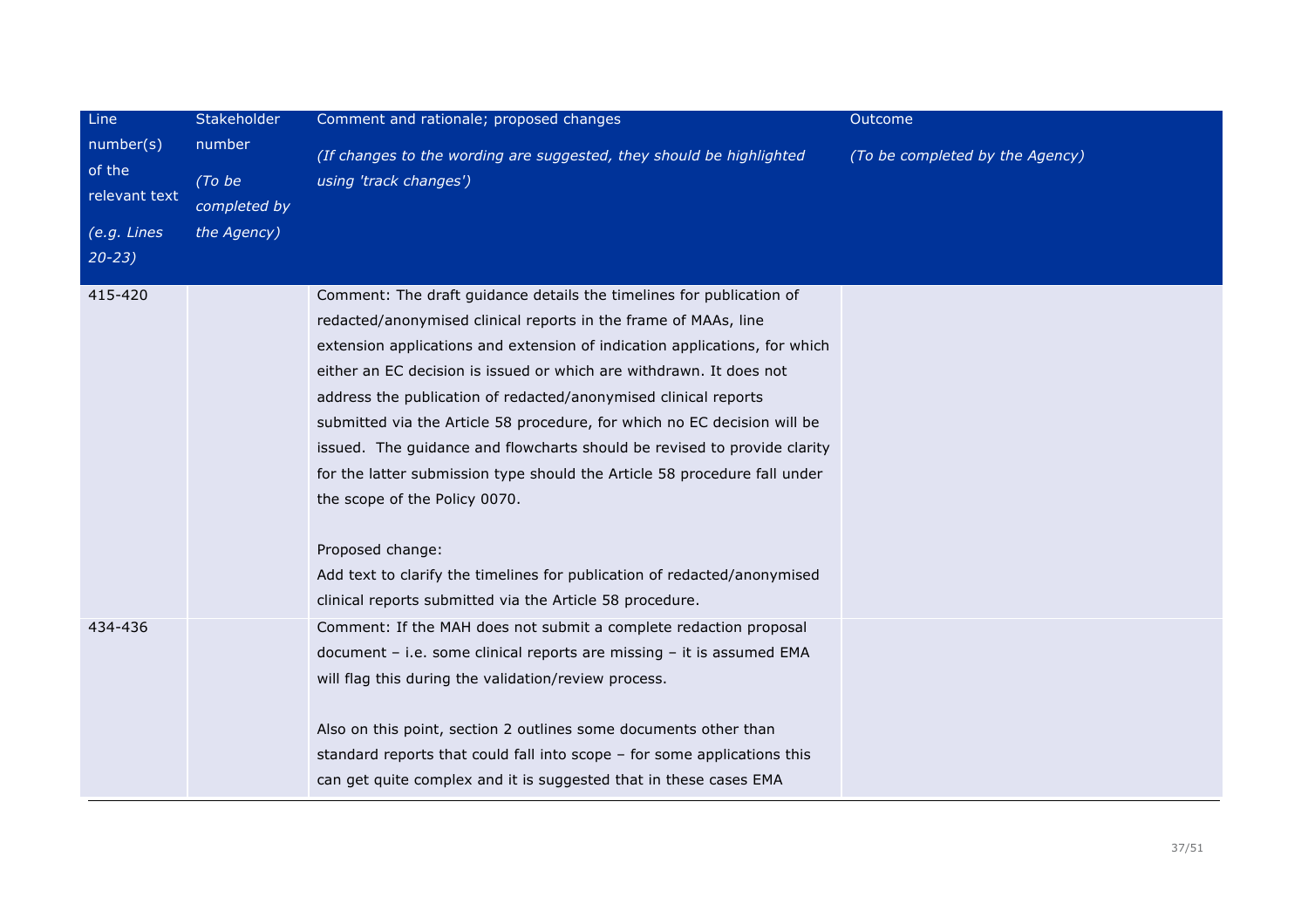| Line number(s) of the relevant text (e.g. Lines 20-23) | Stakeholder number (To be completed by the Agency) | Comment and rationale; proposed changes (If changes to the wording are suggested, they should be highlighted using 'track changes') | Outcome (To be completed by the Agency) |
|---|---|---|---|
| 415-420 | | Comment: The draft guidance details the timelines for publication of redacted/anonymised clinical reports in the frame of MAAs, line extension applications and extension of indication applications, for which either an EC decision is issued or which are withdrawn. It does not address the publication of redacted/anonymised clinical reports submitted via the Article 58 procedure, for which no EC decision will be issued. The guidance and flowcharts should be revised to provide clarity for the latter submission type should the Article 58 procedure fall under the scope of the Policy 0070.<br><br>Proposed change:<br>Add text to clarify the timelines for publication of redacted/anonymised clinical reports submitted via the Article 58 procedure. | |
| 434-436 | | Comment: If the MAH does not submit a complete redaction proposal document – i.e. some clinical reports are missing – it is assumed EMA will flag this during the validation/review process.<br><br>Also on this point, section 2 outlines some documents other than standard reports that could fall into scope – for some applications this can get quite complex and it is suggested that in these cases EMA | |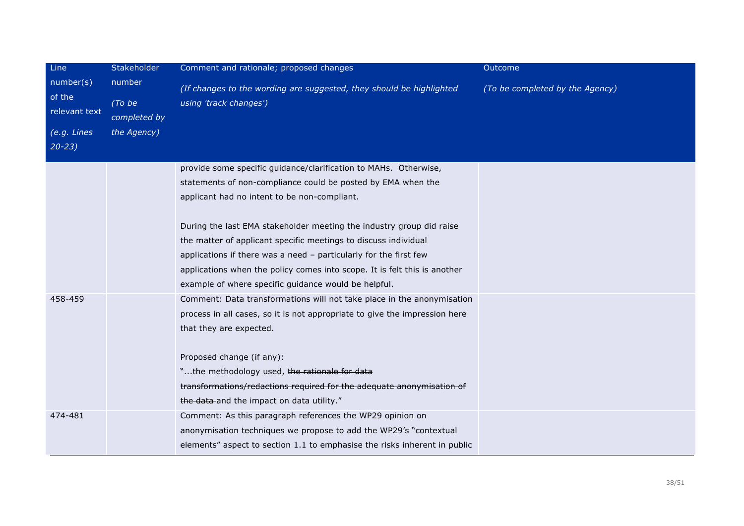| Line number(s) of the relevant text *(e.g. Lines 20-23)* | Stakeholder number *(To be completed by the Agency)* | Comment and rationale; proposed changes *(If changes to the wording are suggested, they should be highlighted using 'track changes')* | Outcome *(To be completed by the Agency)* |
|---|---|---|---|
| | | provide some specific guidance/clarification to MAHs. Otherwise, statements of non-compliance could be posted by EMA when the applicant had no intent to be non-compliant.<br><br>During the last EMA stakeholder meeting the industry group did raise the matter of applicant specific meetings to discuss individual applications if there was a need – particularly for the first few applications when the policy comes into scope. It is felt this is another example of where specific guidance would be helpful. | |
| 458-459 | | Comment: Data transformations will not take place in the anonymisation process in all cases, so it is not appropriate to give the impression here that they are expected.<br><br>Proposed change (if any):<br>"...the methodology used, ~~the rationale for data transformations/redactions required for the adequate anonymisation of the data~~ and the impact on data utility." | |
| 474-481 | | Comment: As this paragraph references the WP29 opinion on anonymisation techniques we propose to add the WP29's "contextual elements" aspect to section 1.1 to emphasise the risks inherent in public | |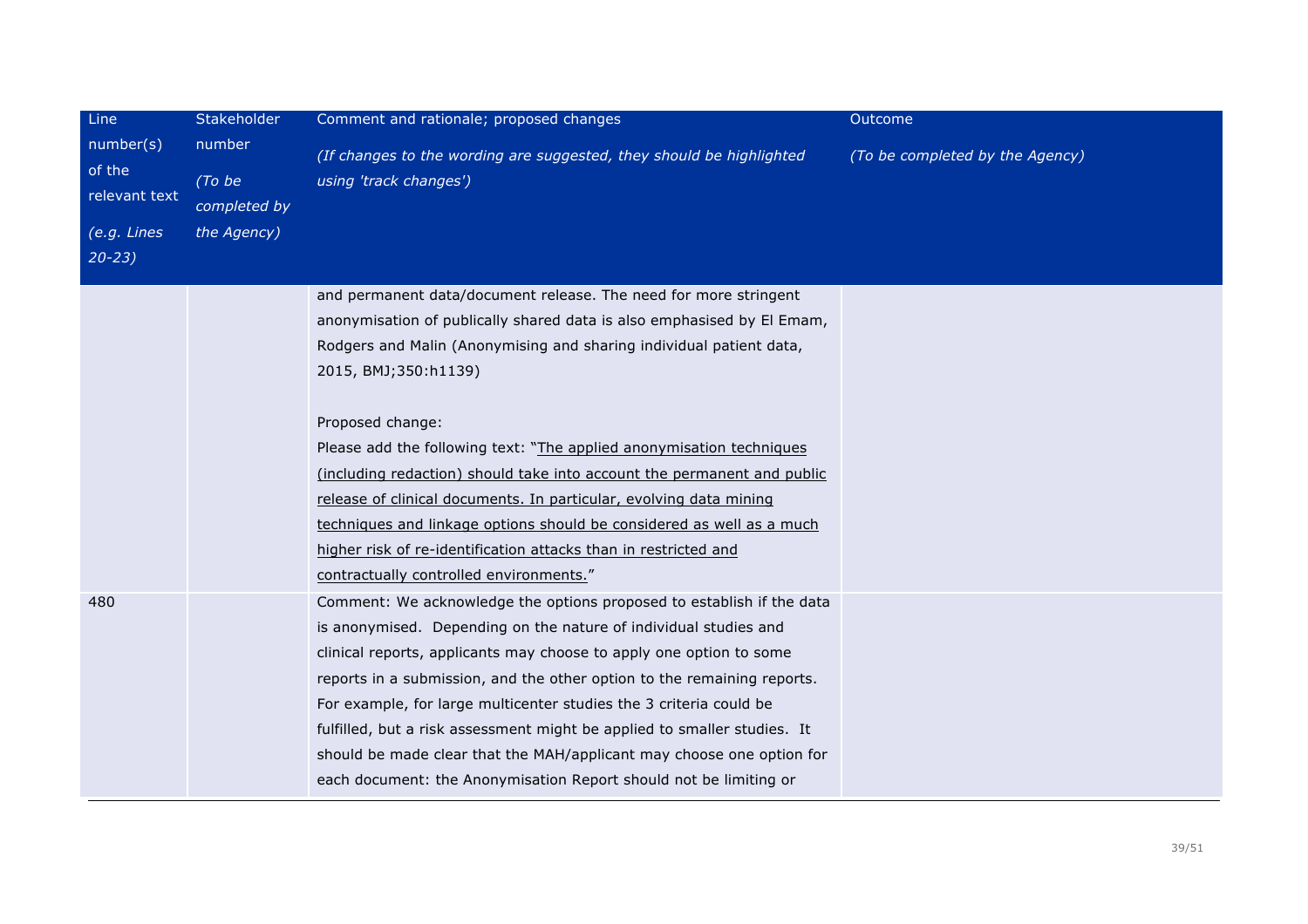| Line number(s) of the relevant text<br>*(e.g. Lines 20-23)* | Stakeholder number<br>*(To be completed by the Agency)* | Comment and rationale; proposed changes<br>*(If changes to the wording are suggested, they should be highlighted using 'track changes')* | Outcome<br>*(To be completed by the Agency)* |
|---|---|---|---|
| | | and permanent data/document release. The need for more stringent anonymisation of publically shared data is also emphasised by El Emam, Rodgers and Malin (Anonymising and sharing individual patient data, 2015, BMJ;350:h1139)<br><br>Proposed change:<br>Please add the following text: "<u>The applied anonymisation techniques (including redaction) should take into account the permanent and public release of clinical documents. In particular, evolving data mining techniques and linkage options should be considered as well as a much higher risk of re-identification attacks than in restricted and contractually controlled environments.</u>" | |
| 480 | | Comment: We acknowledge the options proposed to establish if the data is anonymised. Depending on the nature of individual studies and clinical reports, applicants may choose to apply one option to some reports in a submission, and the other option to the remaining reports. For example, for large multicenter studies the 3 criteria could be fulfilled, but a risk assessment might be applied to smaller studies. It should be made clear that the MAH/applicant may choose one option for each document: the Anonymisation Report should not be limiting or | |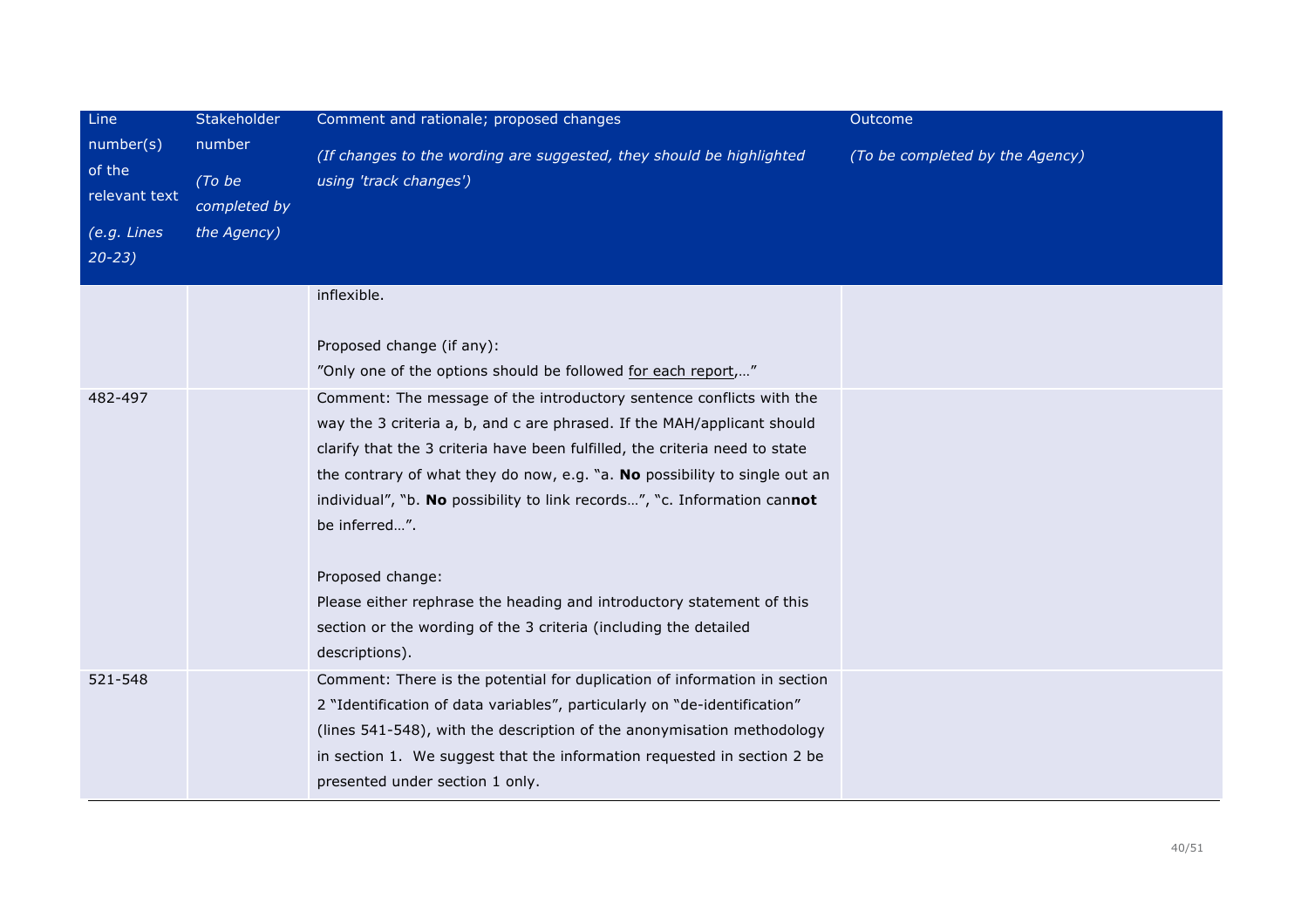| Line number(s) of the relevant text<br>*(e.g. Lines 20-23)* | Stakeholder number<br>*(To be completed by the Agency)* | Comment and rationale; proposed changes<br>*(If changes to the wording are suggested, they should be highlighted using 'track changes')* | Outcome<br>*(To be completed by the Agency)* |
|---|---|---|---|
| | | inflexible.<br><br>Proposed change (if any):<br>"Only one of the options should be followed <u>for each report</u>,…" | |
| 482-497 | | Comment: The message of the introductory sentence conflicts with the way the 3 criteria a, b, and c are phrased. If the MAH/applicant should clarify that the 3 criteria have been fulfilled, the criteria need to state the contrary of what they do now, e.g. "a. **No** possibility to single out an individual", "b. **No** possibility to link records…", "c. Information can**not** be inferred…".<br><br>Proposed change:<br>Please either rephrase the heading and introductory statement of this section or the wording of the 3 criteria (including the detailed descriptions). | |
| 521-548 | | Comment: There is the potential for duplication of information in section 2 "Identification of data variables", particularly on "de-identification" (lines 541-548), with the description of the anonymisation methodology in section 1. We suggest that the information requested in section 2 be presented under section 1 only. | |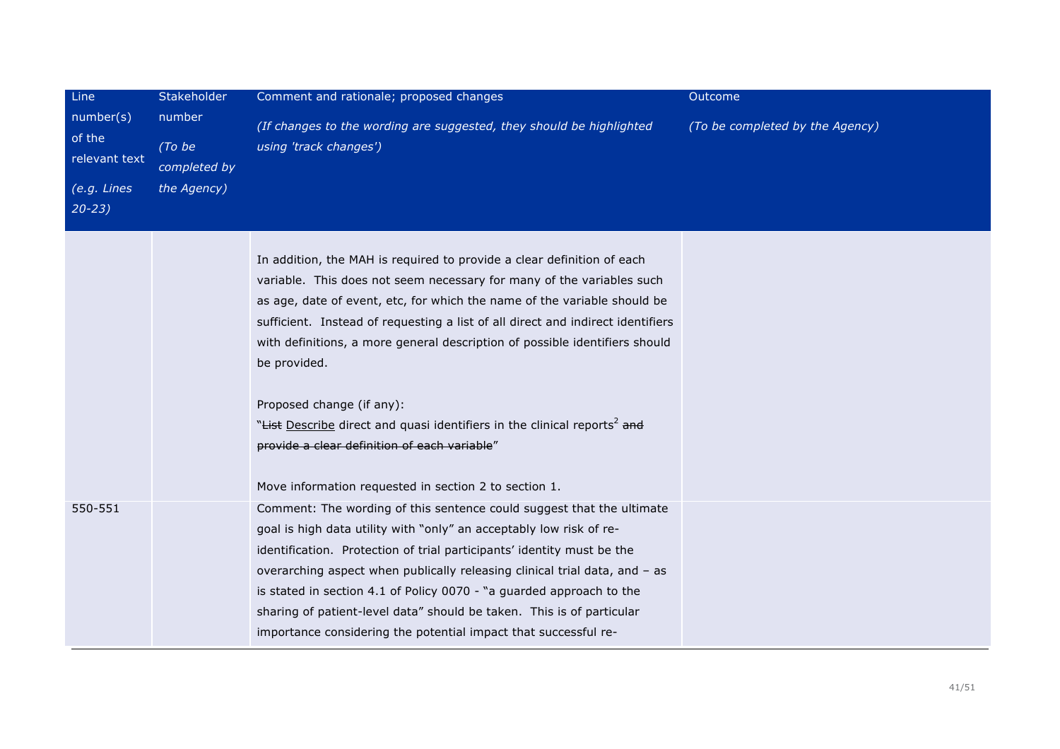| Line number(s) of the relevant text<br>*(e.g. Lines 20-23)* | Stakeholder number<br>*(To be completed by the Agency)* | Comment and rationale; proposed changes<br>*(If changes to the wording are suggested, they should be highlighted using 'track changes')* | Outcome<br>*(To be completed by the Agency)* |
|---|---|---|---|
| | | In addition, the MAH is required to provide a clear definition of each variable. This does not seem necessary for many of the variables such as age, date of event, etc, for which the name of the variable should be sufficient. Instead of requesting a list of all direct and indirect identifiers with definitions, a more general description of possible identifiers should be provided.<br><br>Proposed change (if any):<br>"~~List~~ <u>Describe</u> direct and quasi identifiers in the clinical reports[2] ~~and provide a clear definition of each variable~~"<br><br>Move information requested in section 2 to section 1. | |
| 550-551 | | Comment: The wording of this sentence could suggest that the ultimate goal is high data utility with "only" an acceptably low risk of re-identification. Protection of trial participants' identity must be the overarching aspect when publically releasing clinical trial data, and – as is stated in section 4.1 of Policy 0070 - "a guarded approach to the sharing of patient-level data" should be taken. This is of particular importance considering the potential impact that successful re- | |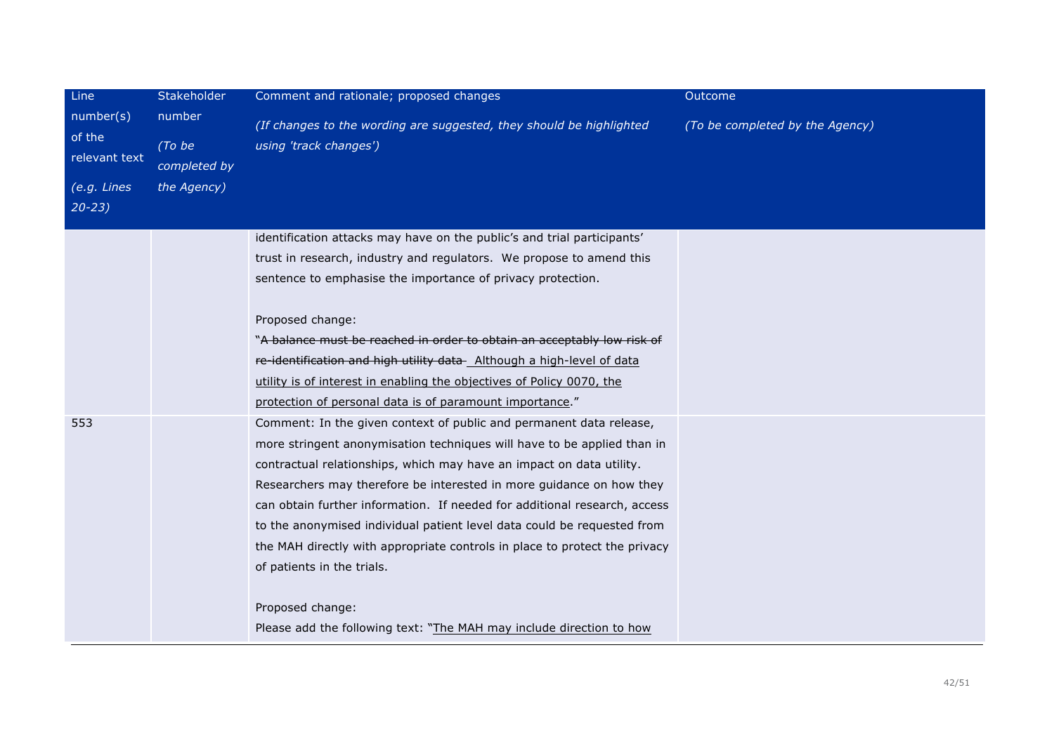| Line number(s) of the relevant text<br>*(e.g. Lines 20-23)* | Stakeholder number<br>*(To be completed by the Agency)* | Comment and rationale; proposed changes<br>*(If changes to the wording are suggested, they should be highlighted using 'track changes')* | Outcome<br>*(To be completed by the Agency)* |
|---|---|---|---|
| | | identification attacks may have on the public's and trial participants' trust in research, industry and regulators. We propose to amend this sentence to emphasise the importance of privacy protection.<br><br>Proposed change:<br>"~~A balance must be reached in order to obtain an acceptably low risk of re-identification and high utility data~~ <u>Although a high-level of data utility is of interest in enabling the objectives of Policy 0070, the protection of personal data is of paramount importance</u>." | |
| 553 | | Comment: In the given context of public and permanent data release, more stringent anonymisation techniques will have to be applied than in contractual relationships, which may have an impact on data utility. Researchers may therefore be interested in more guidance on how they can obtain further information. If needed for additional research, access to the anonymised individual patient level data could be requested from the MAH directly with appropriate controls in place to protect the privacy of patients in the trials.<br><br>Proposed change:<br>Please add the following text: "<u>The MAH may include direction to how</u> | |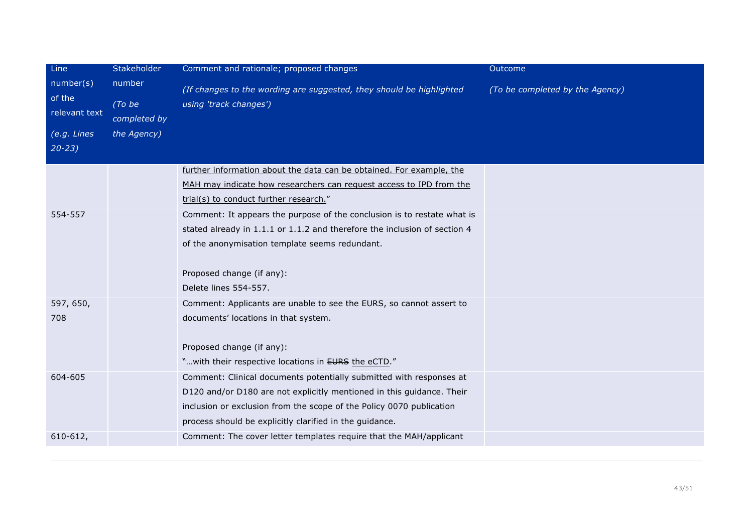| Line number(s) of the relevant text *(e.g. Lines 20-23)* | Stakeholder number *(To be completed by the Agency)* | Comment and rationale; proposed changes *(If changes to the wording are suggested, they should be highlighted using 'track changes')* | Outcome *(To be completed by the Agency)* |
|---|---|---|---|
| | | <u>further information about the data can be obtained. For example, the MAH may indicate how researchers can request access to IPD from the trial(s) to conduct further research.</u>" | |
| 554-557 | | Comment: It appears the purpose of the conclusion is to restate what is stated already in 1.1.1 or 1.1.2 and therefore the inclusion of section 4 of the anonymisation template seems redundant.<br><br>Proposed change (if any):<br>Delete lines 554-557. | |
| 597, 650, 708 | | Comment: Applicants are unable to see the EURS, so cannot assert to documents' locations in that system.<br><br>Proposed change (if any):<br>"…with their respective locations in ~~EURS~~ <u>the eCTD</u>." | |
| 604-605 | | Comment: Clinical documents potentially submitted with responses at D120 and/or D180 are not explicitly mentioned in this guidance. Their inclusion or exclusion from the scope of the Policy 0070 publication process should be explicitly clarified in the guidance. | |
| 610-612, | | Comment: The cover letter templates require that the MAH/applicant | |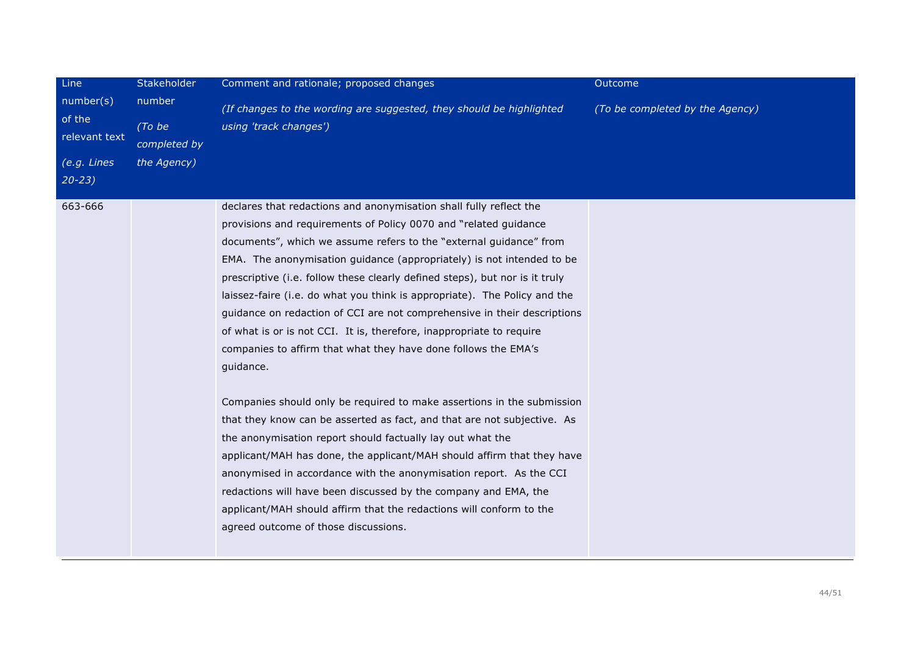| Line number(s) of the relevant text<br><br>*(e.g. Lines 20-23)* | Stakeholder number<br><br>*(To be completed by the Agency)* | Comment and rationale; proposed changes<br><br>*(If changes to the wording are suggested, they should be highlighted using 'track changes')* | Outcome<br><br>*(To be completed by the Agency)* |
|---|---|---|---|
| 663-666 | | declares that redactions and anonymisation shall fully reflect the provisions and requirements of Policy 0070 and "related guidance documents", which we assume refers to the "external guidance" from EMA. The anonymisation guidance (appropriately) is not intended to be prescriptive (i.e. follow these clearly defined steps), but nor is it truly laissez-faire (i.e. do what you think is appropriate). The Policy and the guidance on redaction of CCI are not comprehensive in their descriptions of what is or is not CCI. It is, therefore, inappropriate to require companies to affirm that what they have done follows the EMA's guidance.<br><br>Companies should only be required to make assertions in the submission that they know can be asserted as fact, and that are not subjective. As the anonymisation report should factually lay out what the applicant/MAH has done, the applicant/MAH should affirm that they have anonymised in accordance with the anonymisation report. As the CCI redactions will have been discussed by the company and EMA, the applicant/MAH should affirm that the redactions will conform to the agreed outcome of those discussions. | |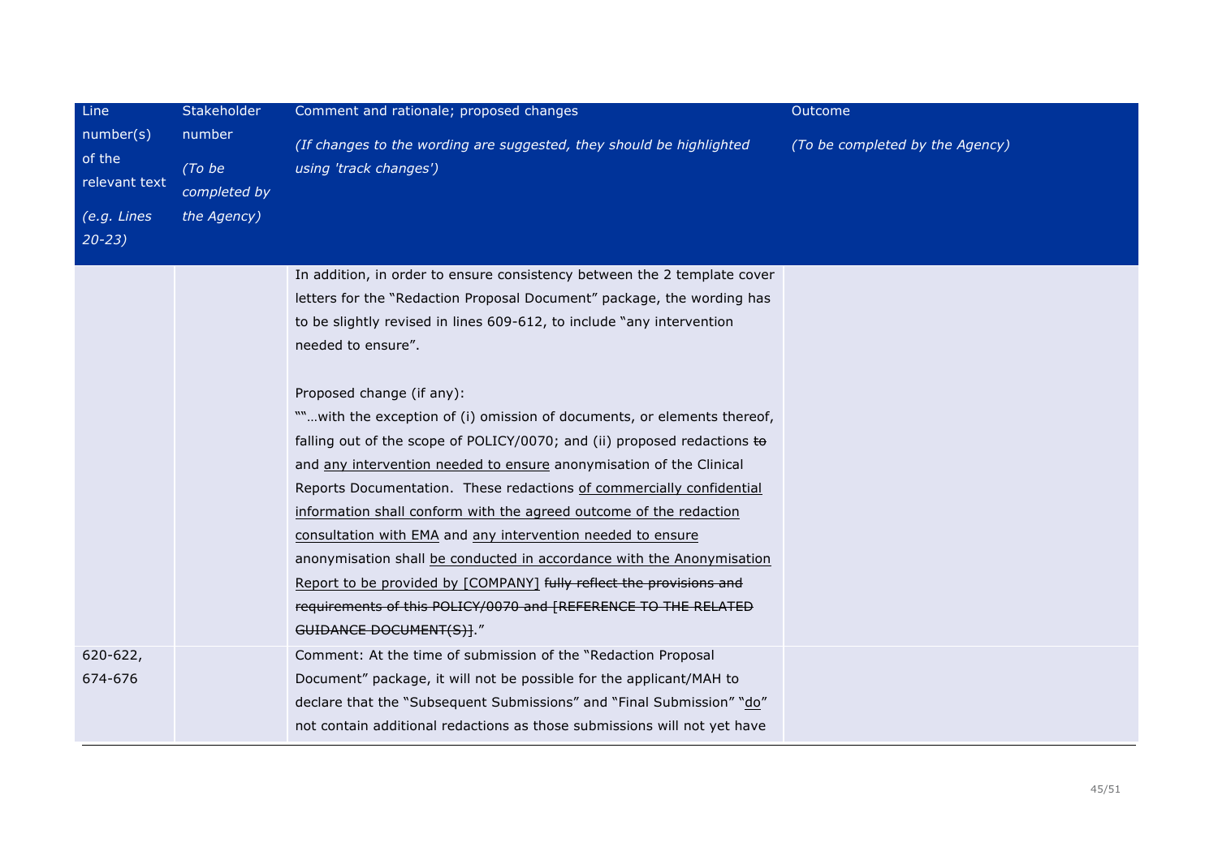| Line number(s) of the relevant text<br>*(e.g. Lines 20-23)* | Stakeholder number<br>*(To be completed by the Agency)* | Comment and rationale; proposed changes<br>*(If changes to the wording are suggested, they should be highlighted using 'track changes')* | Outcome<br>*(To be completed by the Agency)* |
|---|---|---|---|
| | | In addition, in order to ensure consistency between the 2 template cover letters for the "Redaction Proposal Document" package, the wording has to be slightly revised in lines 609-612, to include "any intervention needed to ensure".<br><br>Proposed change (if any):<br>""…with the exception of (i) omission of documents, or elements thereof, falling out of the scope of POLICY/0070; and (ii) proposed redactions ~~to~~ and <u>any intervention needed to ensure</u> anonymisation of the Clinical Reports Documentation. These redactions <u>of commercially confidential information shall conform with the agreed outcome of the redaction consultation with EMA</u> and <u>any intervention needed to ensure</u> anonymisation shall <u>be conducted in accordance with the Anonymisation Report to be provided by [COMPANY]</u> ~~fully reflect the provisions and requirements of this POLICY/0070 and [REFERENCE TO THE RELATED GUIDANCE DOCUMENT(S)]~~." | |
| 620-622, 674-676 | | Comment: At the time of submission of the "Redaction Proposal Document" package, it will not be possible for the applicant/MAH to declare that the "Subsequent Submissions" and "Final Submission" "<u>do</u>" not contain additional redactions as those submissions will not yet have | |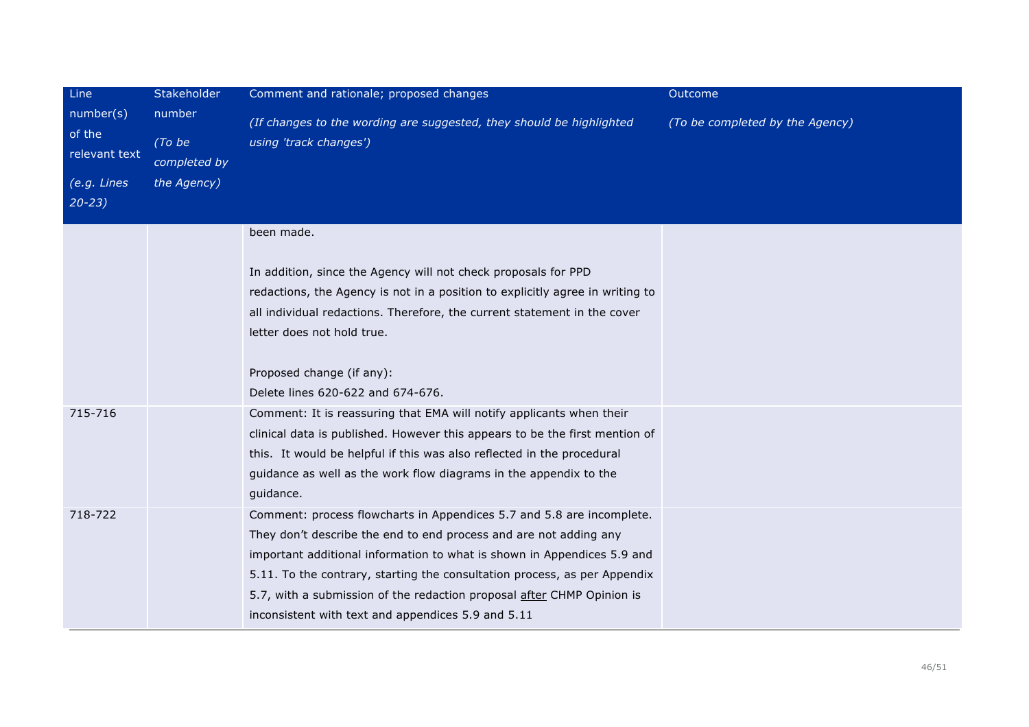| Line number(s) of the relevant text *(e.g. Lines 20-23)* | Stakeholder number *(To be completed by the Agency)* | Comment and rationale; proposed changes *(If changes to the wording are suggested, they should be highlighted using 'track changes')* | Outcome *(To be completed by the Agency)* |
|---|---|---|---|
| | | been made.<br><br>In addition, since the Agency will not check proposals for PPD redactions, the Agency is not in a position to explicitly agree in writing to all individual redactions. Therefore, the current statement in the cover letter does not hold true.<br><br>Proposed change (if any):<br>Delete lines 620-622 and 674-676. | |
| 715-716 | | Comment: It is reassuring that EMA will notify applicants when their clinical data is published. However this appears to be the first mention of this. It would be helpful if this was also reflected in the procedural guidance as well as the work flow diagrams in the appendix to the guidance. | |
| 718-722 | | Comment: process flowcharts in Appendices 5.7 and 5.8 are incomplete. They don't describe the end to end process and are not adding any important additional information to what is shown in Appendices 5.9 and 5.11. To the contrary, starting the consultation process, as per Appendix 5.7, with a submission of the redaction proposal <u>after</u> CHMP Opinion is inconsistent with text and appendices 5.9 and 5.11 | |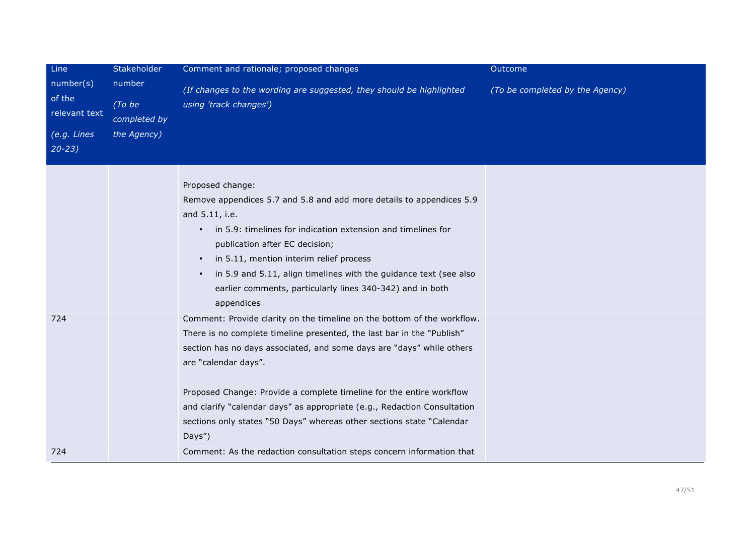| Line number(s) of the relevant text<br>*(e.g. Lines 20-23)* | Stakeholder number<br>*(To be completed by the Agency)* | Comment and rationale; proposed changes<br>*(If changes to the wording are suggested, they should be highlighted using 'track changes')* | Outcome<br>*(To be completed by the Agency)* |
|---|---|---|---|
| | | Proposed change:<br>Remove appendices 5.7 and 5.8 and add more details to appendices 5.9 and 5.11, i.e.<br>• in 5.9: timelines for indication extension and timelines for publication after EC decision;<br>• in 5.11, mention interim relief process<br>• in 5.9 and 5.11, align timelines with the guidance text (see also earlier comments, particularly lines 340-342) and in both appendices | |
| 724 | | Comment: Provide clarity on the timeline on the bottom of the workflow. There is no complete timeline presented, the last bar in the "Publish" section has no days associated, and some days are "days" while others are "calendar days".<br><br>Proposed Change: Provide a complete timeline for the entire workflow and clarify "calendar days" as appropriate (e.g., Redaction Consultation sections only states "50 Days" whereas other sections state "Calendar Days") | |
| 724 | | Comment: As the redaction consultation steps concern information that | |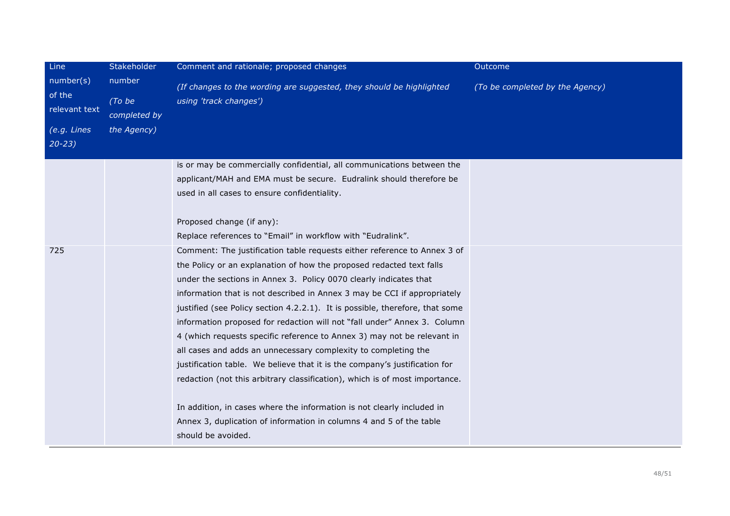| Line number(s) of the relevant text<br>*(e.g. Lines 20-23)* | Stakeholder number<br>*(To be completed by the Agency)* | Comment and rationale; proposed changes<br>*(If changes to the wording are suggested, they should be highlighted using 'track changes')* | Outcome<br>*(To be completed by the Agency)* |
|---|---|---|---|
| | | is or may be commercially confidential, all communications between the applicant/MAH and EMA must be secure. Eudralink should therefore be used in all cases to ensure confidentiality.<br><br>Proposed change (if any):<br>Replace references to "Email" in workflow with "Eudralink". | |
| 725 | | Comment: The justification table requests either reference to Annex 3 of the Policy or an explanation of how the proposed redacted text falls under the sections in Annex 3. Policy 0070 clearly indicates that information that is not described in Annex 3 may be CCI if appropriately justified (see Policy section 4.2.2.1). It is possible, therefore, that some information proposed for redaction will not "fall under" Annex 3. Column 4 (which requests specific reference to Annex 3) may not be relevant in all cases and adds an unnecessary complexity to completing the justification table. We believe that it is the company's justification for redaction (not this arbitrary classification), which is of most importance.<br><br>In addition, in cases where the information is not clearly included in Annex 3, duplication of information in columns 4 and 5 of the table should be avoided. | |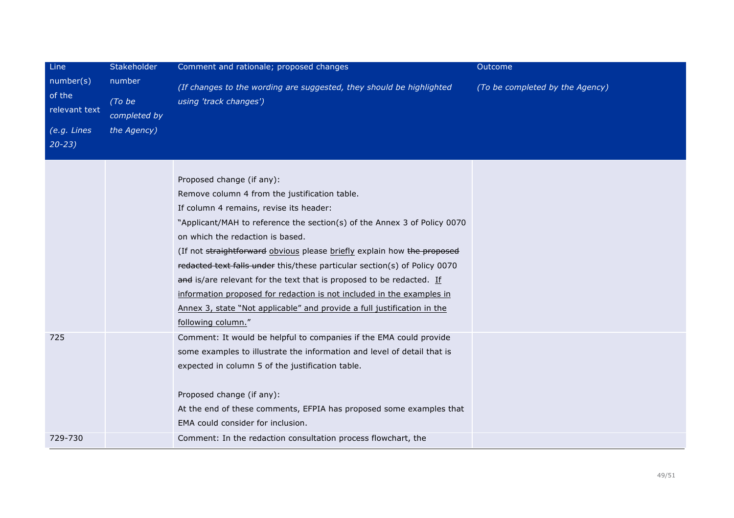| Line number(s) of the relevant text *(e.g. Lines 20-23)* | Stakeholder number *(To be completed by the Agency)* | Comment and rationale; proposed changes *(If changes to the wording are suggested, they should be highlighted using 'track changes')* | Outcome *(To be completed by the Agency)* |
|---|---|---|---|
| | | Proposed change (if any):<br>Remove column 4 from the justification table.<br>If column 4 remains, revise its header:<br>"Applicant/MAH to reference the section(s) of the Annex 3 of Policy 0070 on which the redaction is based.<br>(If not ~~straightforward~~ <u>obvious</u> please <u>briefly</u> explain how ~~the proposed redacted text falls under~~ this/these particular section(s) of Policy 0070 ~~and~~ is/are relevant for the text that is proposed to be redacted. <u>If information proposed for redaction is not included in the examples in Annex 3, state "Not applicable" and provide a full justification in the following column.</u>" | |
| 725 | | Comment: It would be helpful to companies if the EMA could provide some examples to illustrate the information and level of detail that is expected in column 5 of the justification table.<br><br>Proposed change (if any):<br>At the end of these comments, EFPIA has proposed some examples that EMA could consider for inclusion. | |
| 729-730 | | Comment: In the redaction consultation process flowchart, the | |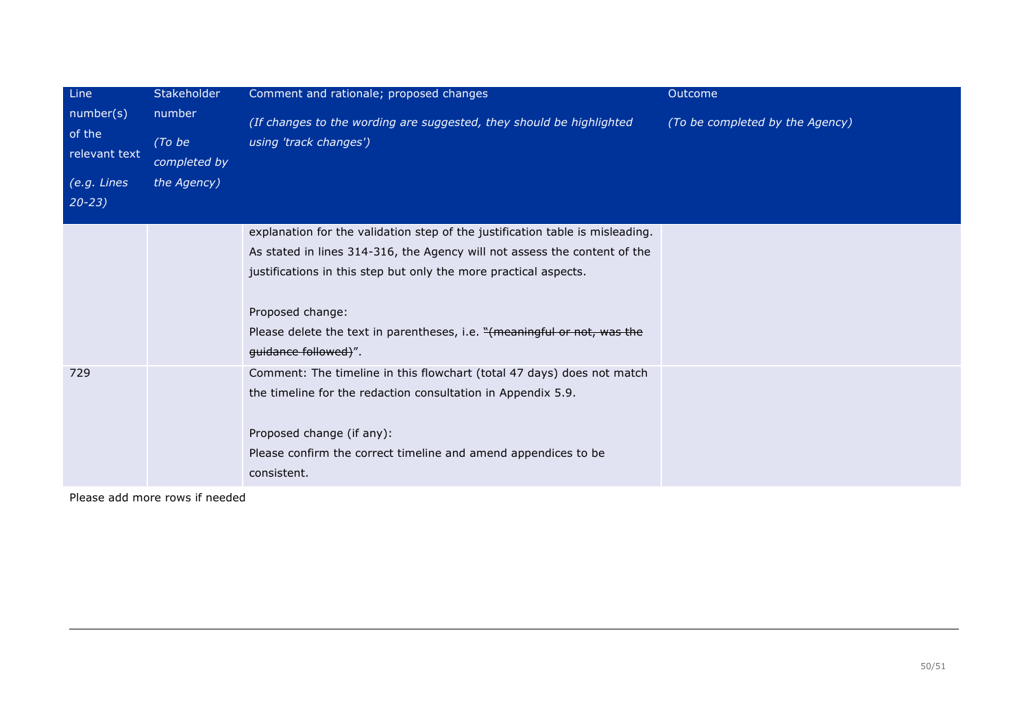| Line number(s) of the relevant text<br>*(e.g. Lines 20-23)* | Stakeholder number<br>*(To be completed by the Agency)* | Comment and rationale; proposed changes<br>*(If changes to the wording are suggested, they should be highlighted using 'track changes')* | Outcome<br>*(To be completed by the Agency)* |
|---|---|---|---|
| | | explanation for the validation step of the justification table is misleading. As stated in lines 314-316, the Agency will not assess the content of the justifications in this step but only the more practical aspects.<br><br>Proposed change:<br>Please delete the text in parentheses, i.e. "~~(meaningful or not, was the guidance followed)~~". | |
| 729 | | Comment: The timeline in this flowchart (total 47 days) does not match the timeline for the redaction consultation in Appendix 5.9.<br><br>Proposed change (if any):<br>Please confirm the correct timeline and amend appendices to be consistent. | |

Please add more rows if needed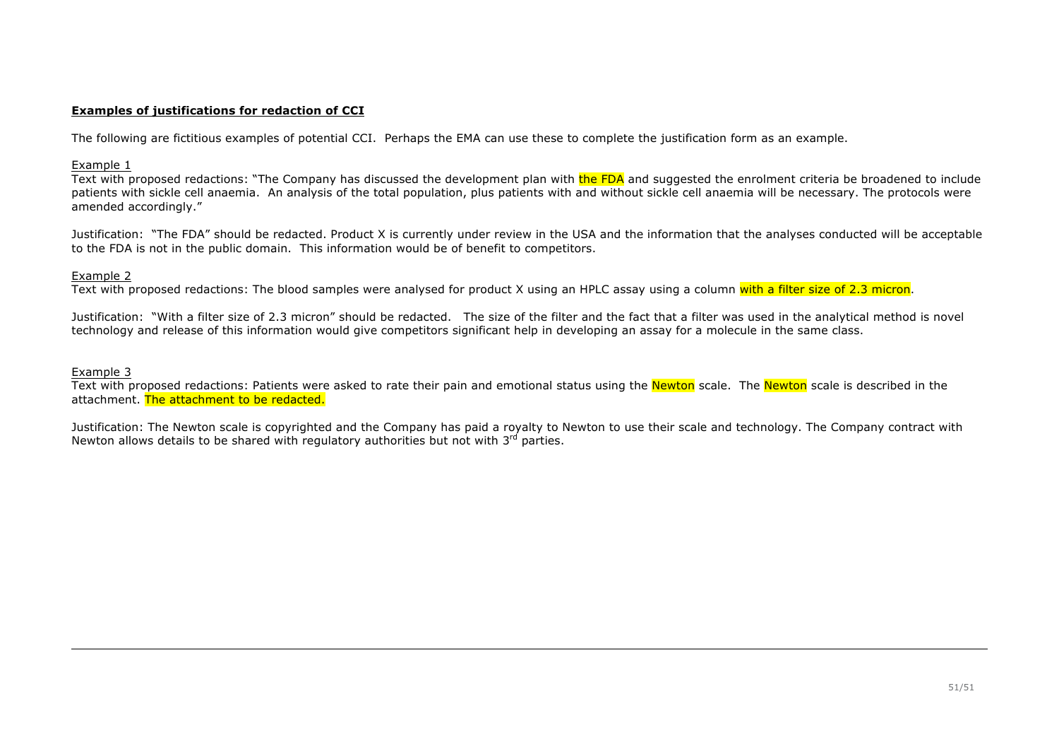**Examples of justifications for redaction of CCI**

The following are fictitious examples of potential CCI. Perhaps the EMA can use these to complete the justification form as an example.

Example 1

Text with proposed redactions: "The Company has discussed the development plan with the FDA and suggested the enrolment criteria be broadened to include patients with sickle cell anaemia. An analysis of the total population, plus patients with and without sickle cell anaemia will be necessary. The protocols were amended accordingly."

Justification: "The FDA" should be redacted. Product X is currently under review in the USA and the information that the analyses conducted will be acceptable to the FDA is not in the public domain. This information would be of benefit to competitors.

Example 2

Text with proposed redactions: The blood samples were analysed for product X using an HPLC assay using a column with a filter size of 2.3 micron.

Justification: "With a filter size of 2.3 micron" should be redacted. The size of the filter and the fact that a filter was used in the analytical method is novel technology and release of this information would give competitors significant help in developing an assay for a molecule in the same class.

Example 3

Text with proposed redactions: Patients were asked to rate their pain and emotional status using the Newton scale. The Newton scale is described in the attachment. The attachment to be redacted.

Justification: The Newton scale is copyrighted and the Company has paid a royalty to Newton to use their scale and technology. The Company contract with Newton allows details to be shared with regulatory authorities but not with 3rd parties.